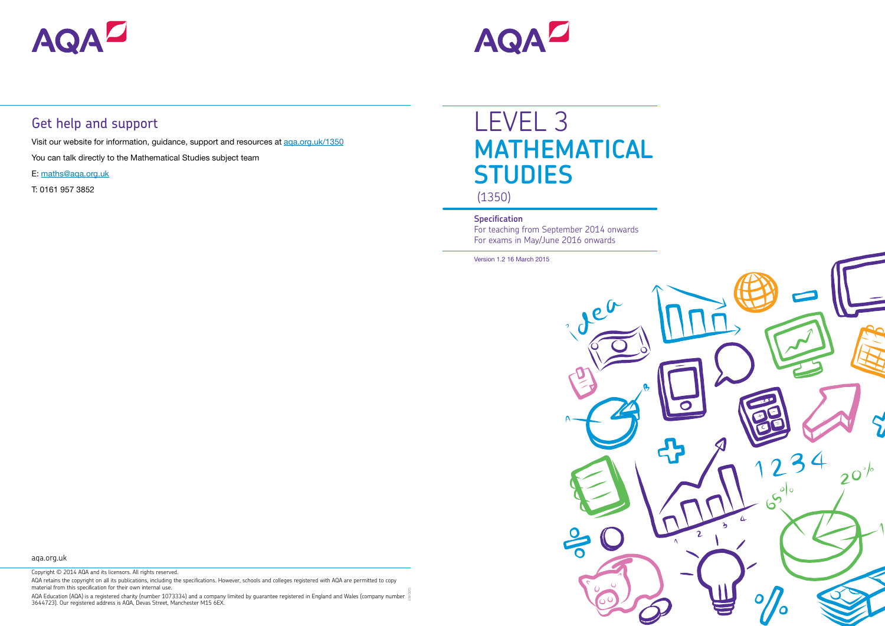AQA

# LEVEL 3 MATHEMATICAL STUDIES

(1350)

**Specification**

For teaching from September 2014 onwards
For exams in May/June 2016 onwards

Version 1.2 16 March 2015

AQA

## Get help and support

Visit our website for information, guidance, support and resources at [aqa.org.uk/1350](aqa.org.uk/1350)

You can talk directly to the Mathematical Studies subject team

E: [maths@aqa.org.uk](mailto:maths@aqa.org.uk)

T: 0161 957 3852

aqa.org.uk

Copyright © 2014 AQA and its licensors. All rights reserved.

AQA retains the copyright on all its publications, including the specifications. However, schools and colleges registered with AQA are permitted to copy material from this specification for their own internal use.

AQA Education (AQA) is a registered charity (number 1073334) and a company limited by guarantee registered in England and Wales (company number 3644723). Our registered address is AQA, Devas Street, Manchester M15 6EX.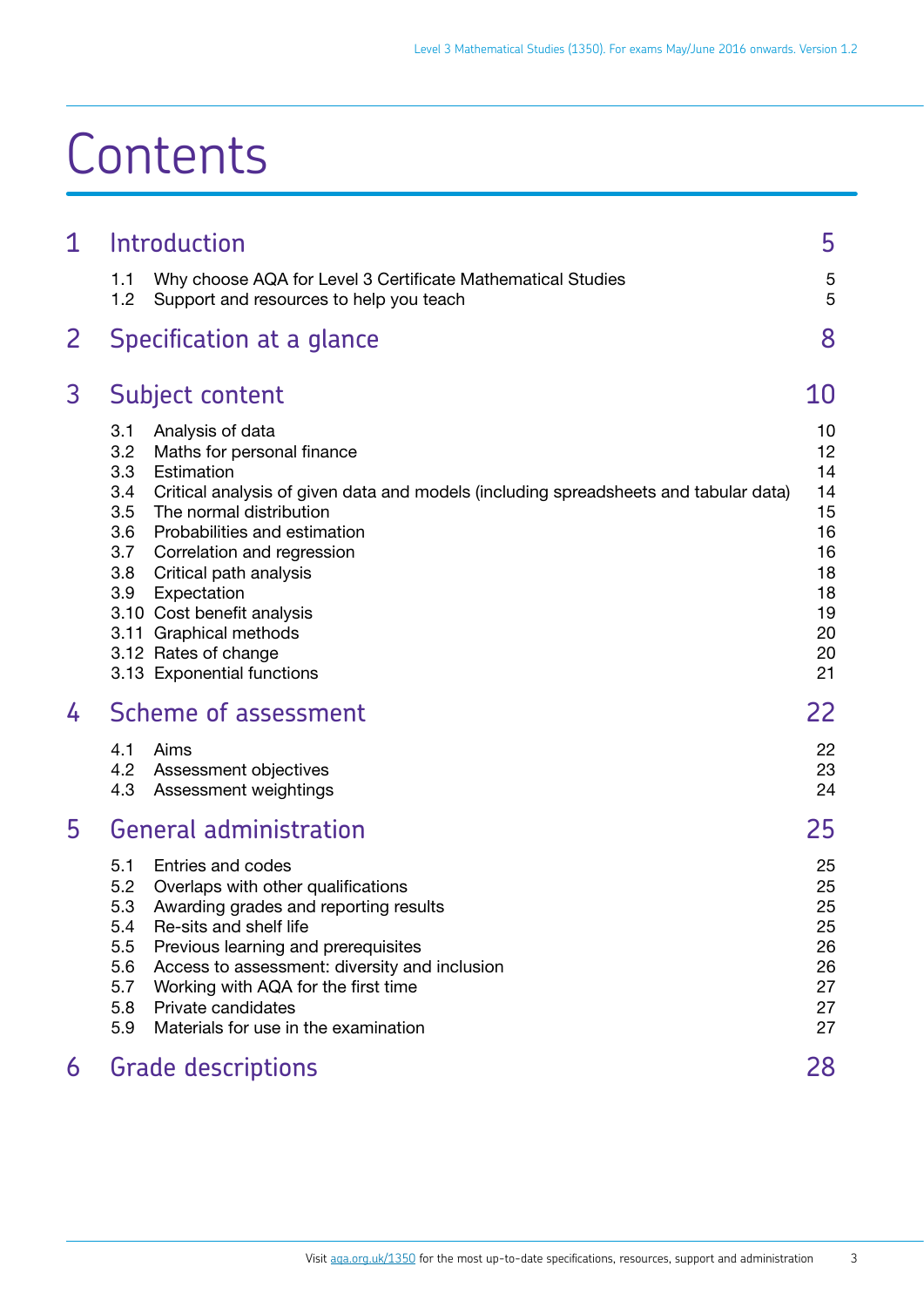# Contents

| | | |
|---|---|---|
| **1** | **Introduction** | **5** |
| 1.1 | Why choose AQA for Level 3 Certificate Mathematical Studies | 5 |
| 1.2 | Support and resources to help you teach | 5 |
| **2** | **Specification at a glance** | **8** |
| **3** | **Subject content** | **10** |
| 3.1 | Analysis of data | 10 |
| 3.2 | Maths for personal finance | 12 |
| 3.3 | Estimation | 14 |
| 3.4 | Critical analysis of given data and models (including spreadsheets and tabular data) | 14 |
| 3.5 | The normal distribution | 15 |
| 3.6 | Probabilities and estimation | 16 |
| 3.7 | Correlation and regression | 16 |
| 3.8 | Critical path analysis | 18 |
| 3.9 | Expectation | 18 |
| 3.10 | Cost benefit analysis | 19 |
| 3.11 | Graphical methods | 20 |
| 3.12 | Rates of change | 20 |
| 3.13 | Exponential functions | 21 |
| **4** | **Scheme of assessment** | **22** |
| 4.1 | Aims | 22 |
| 4.2 | Assessment objectives | 23 |
| 4.3 | Assessment weightings | 24 |
| **5** | **General administration** | **25** |
| 5.1 | Entries and codes | 25 |
| 5.2 | Overlaps with other qualifications | 25 |
| 5.3 | Awarding grades and reporting results | 25 |
| 5.4 | Re-sits and shelf life | 25 |
| 5.5 | Previous learning and prerequisites | 26 |
| 5.6 | Access to assessment: diversity and inclusion | 26 |
| 5.7 | Working with AQA for the first time | 27 |
| 5.8 | Private candidates | 27 |
| 5.9 | Materials for use in the examination | 27 |
| **6** | **Grade descriptions** | **28** |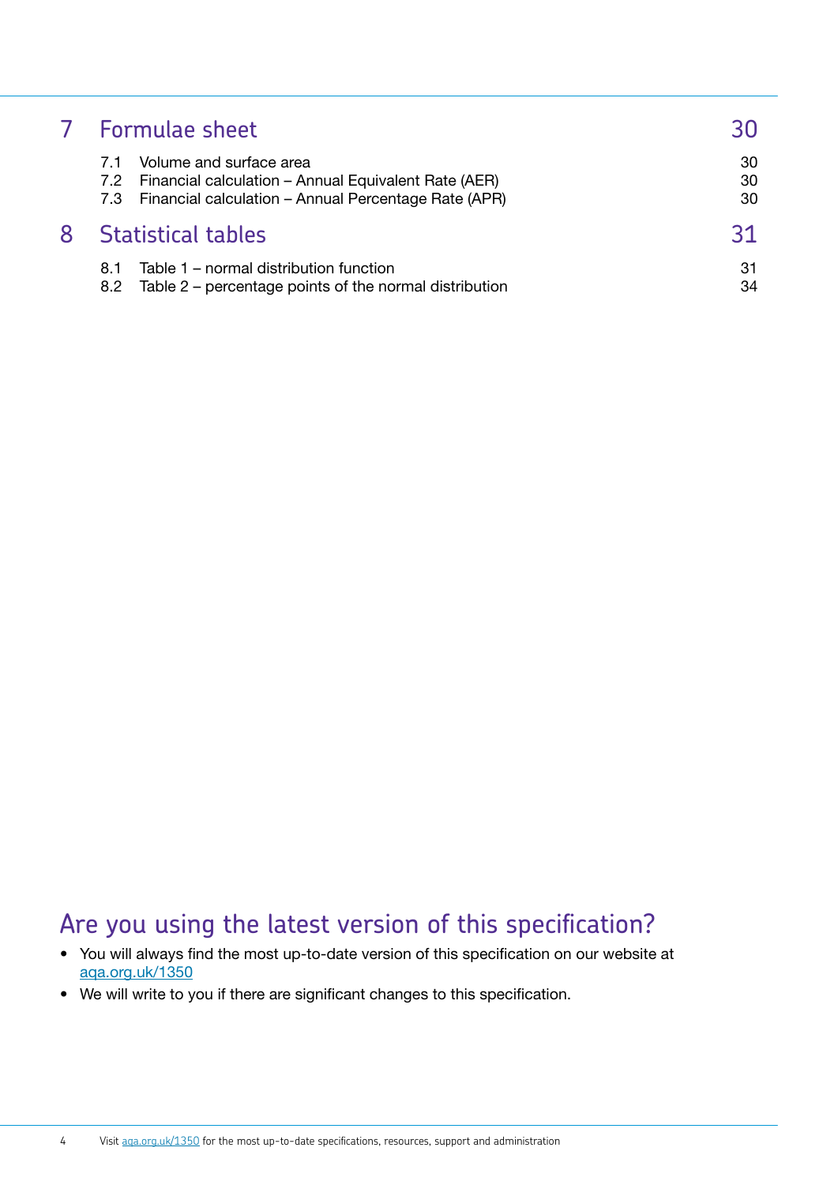| | | |
|---|---|---|
| **7** | **Formulae sheet** | **30** |
| 7.1 | Volume and surface area | 30 |
| 7.2 | Financial calculation – Annual Equivalent Rate (AER) | 30 |
| 7.3 | Financial calculation – Annual Percentage Rate (APR) | 30 |
| **8** | **Statistical tables** | **31** |
| 8.1 | Table 1 – normal distribution function | 31 |
| 8.2 | Table 2 – percentage points of the normal distribution | 34 |

## Are you using the latest version of this specification?

- You will always find the most up-to-date version of this specification on our website at aqa.org.uk/1350
- We will write to you if there are significant changes to this specification.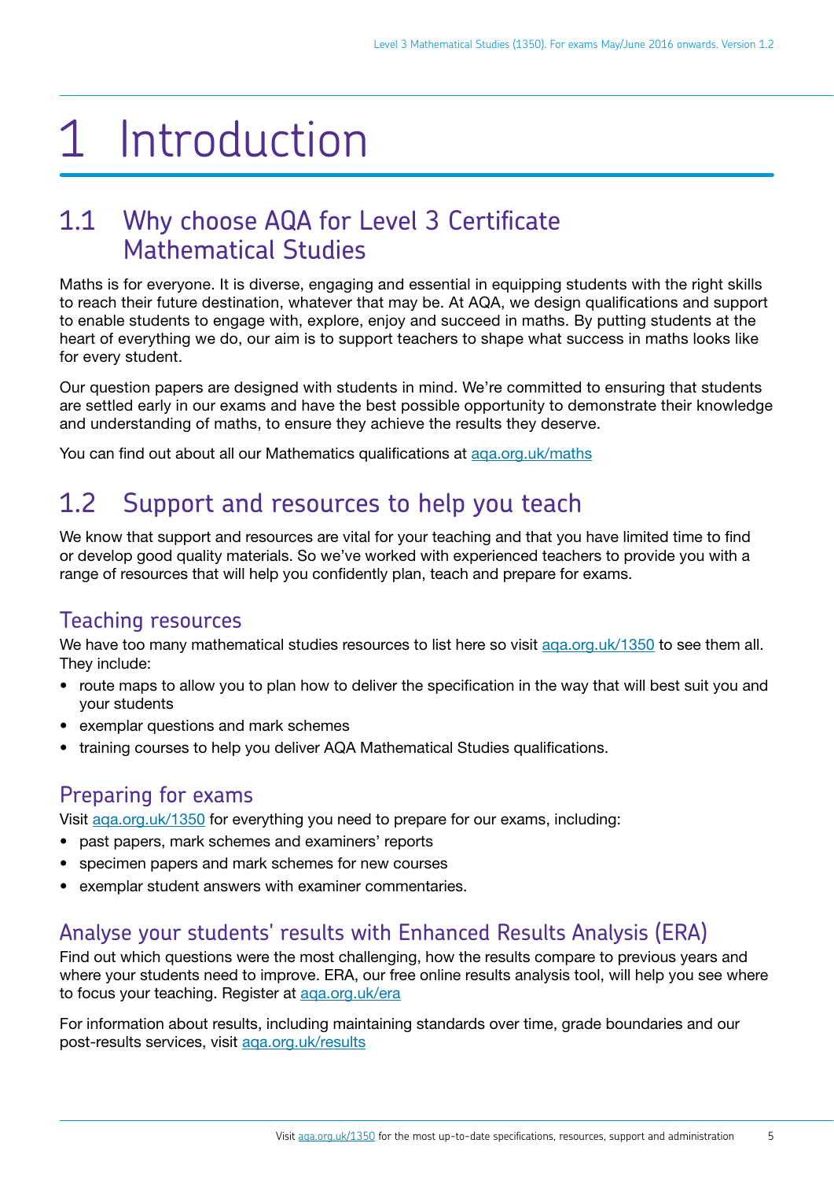# 1 Introduction

## 1.1 Why choose AQA for Level 3 Certificate Mathematical Studies

Maths is for everyone. It is diverse, engaging and essential in equipping students with the right skills to reach their future destination, whatever that may be. At AQA, we design qualifications and support to enable students to engage with, explore, enjoy and succeed in maths. By putting students at the heart of everything we do, our aim is to support teachers to shape what success in maths looks like for every student.

Our question papers are designed with students in mind. We're committed to ensuring that students are settled early in our exams and have the best possible opportunity to demonstrate their knowledge and understanding of maths, to ensure they achieve the results they deserve.

You can find out about all our Mathematics qualifications at aqa.org.uk/maths

## 1.2 Support and resources to help you teach

We know that support and resources are vital for your teaching and that you have limited time to find or develop good quality materials. So we've worked with experienced teachers to provide you with a range of resources that will help you confidently plan, teach and prepare for exams.

### Teaching resources

We have too many mathematical studies resources to list here so visit aqa.org.uk/1350 to see them all. They include:

- route maps to allow you to plan how to deliver the specification in the way that will best suit you and your students
- exemplar questions and mark schemes
- training courses to help you deliver AQA Mathematical Studies qualifications.

### Preparing for exams

Visit aqa.org.uk/1350 for everything you need to prepare for our exams, including:

- past papers, mark schemes and examiners' reports
- specimen papers and mark schemes for new courses
- exemplar student answers with examiner commentaries.

### Analyse your students' results with Enhanced Results Analysis (ERA)

Find out which questions were the most challenging, how the results compare to previous years and where your students need to improve. ERA, our free online results analysis tool, will help you see where to focus your teaching. Register at aqa.org.uk/era

For information about results, including maintaining standards over time, grade boundaries and our post-results services, visit aqa.org.uk/results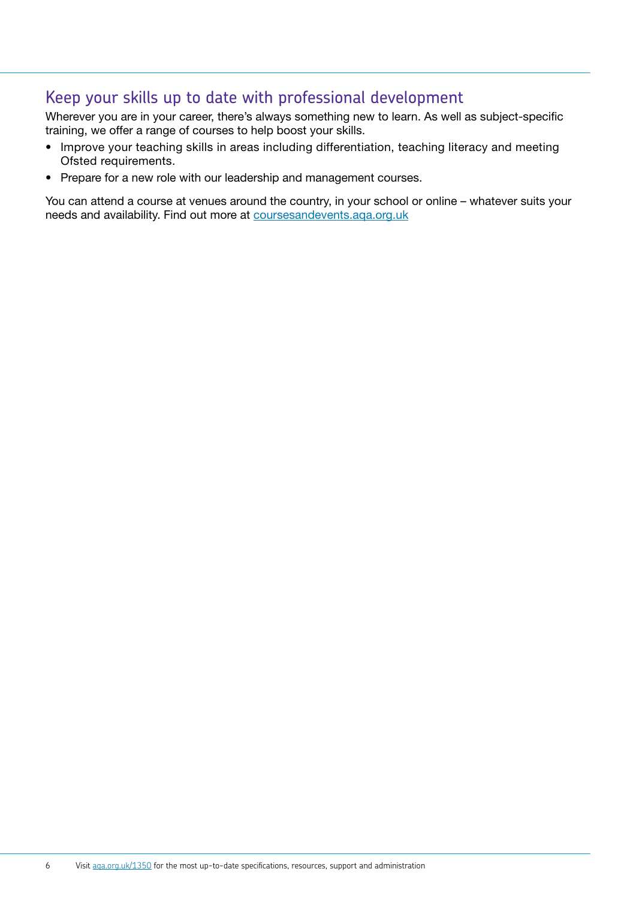## Keep your skills up to date with professional development

Wherever you are in your career, there's always something new to learn. As well as subject-specific training, we offer a range of courses to help boost your skills.

- Improve your teaching skills in areas including differentiation, teaching literacy and meeting Ofsted requirements.
- Prepare for a new role with our leadership and management courses.

You can attend a course at venues around the country, in your school or online – whatever suits your needs and availability. Find out more at [coursesandevents.aqa.org.uk](coursesandevents.aqa.org.uk)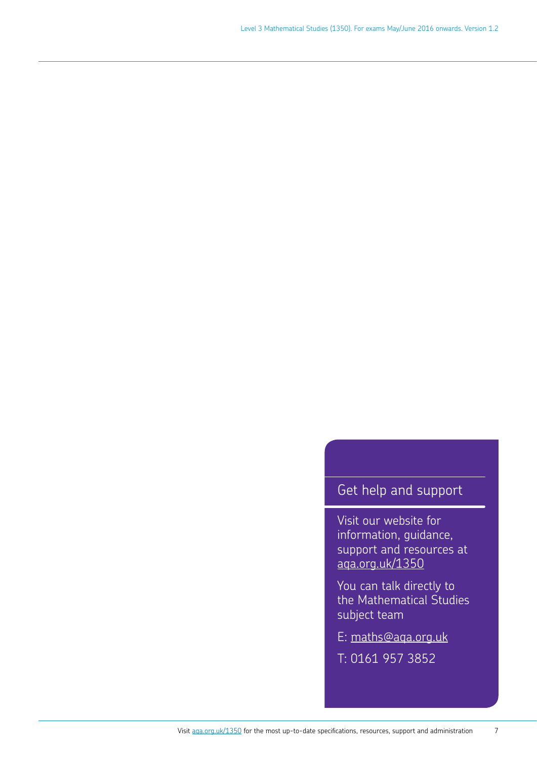## Get help and support

Visit our website for information, guidance, support and resources at aqa.org.uk/1350

You can talk directly to the Mathematical Studies subject team

E: maths@aqa.org.uk

T: 0161 957 3852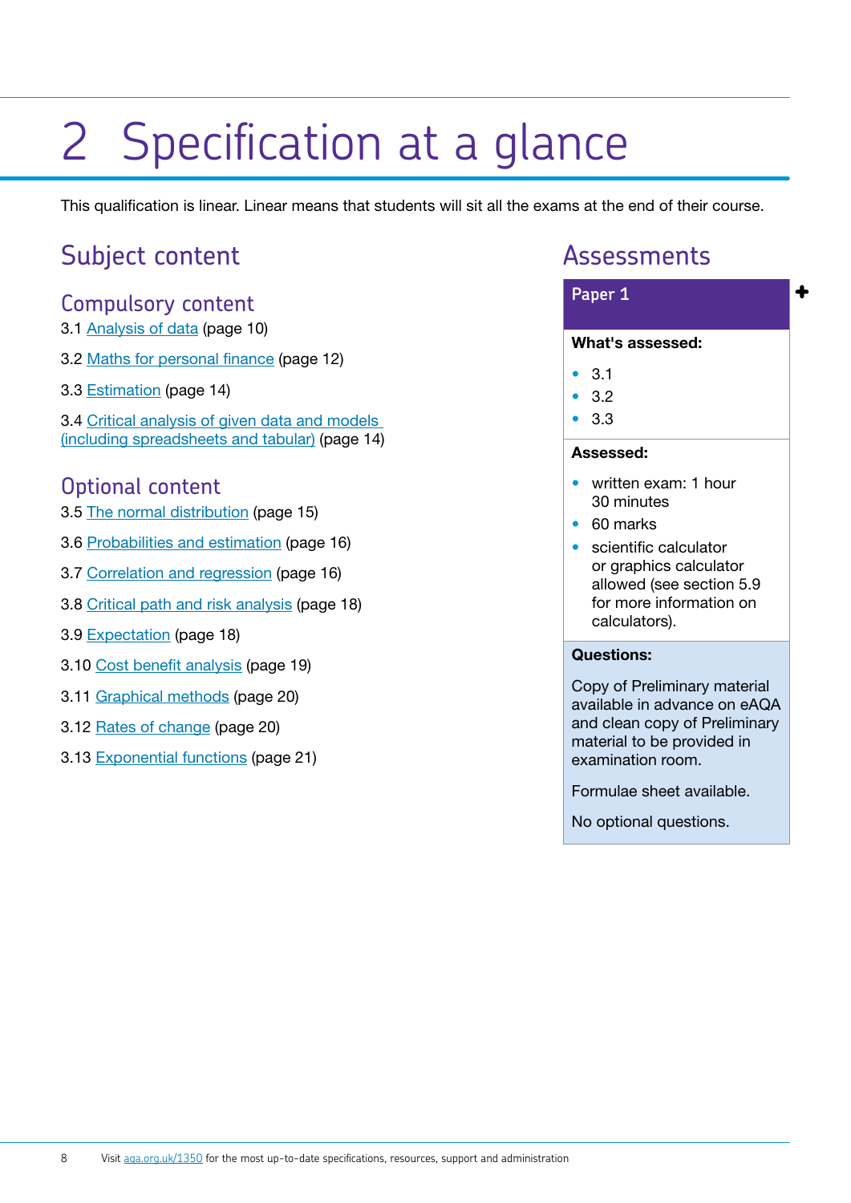# 2 Specification at a glance

This qualification is linear. Linear means that students will sit all the exams at the end of their course.

## Subject content

### Compulsory content

3.1 Analysis of data (page 10)

3.2 Maths for personal finance (page 12)

3.3 Estimation (page 14)

3.4 Critical analysis of given data and models (including spreadsheets and tabular) (page 14)

### Optional content

3.5 The normal distribution (page 15)

3.6 Probabilities and estimation (page 16)

3.7 Correlation and regression (page 16)

3.8 Critical path and risk analysis (page 18)

3.9 Expectation (page 18)

3.10 Cost benefit analysis (page 19)

3.11 Graphical methods (page 20)

3.12 Rates of change (page 20)

3.13 Exponential functions (page 21)

## Assessments

### Paper 1

**What's assessed:**

- 3.1
- 3.2
- 3.3

**Assessed:**

- written exam: 1 hour 30 minutes
- 60 marks
- scientific calculator or graphics calculator allowed (see section 5.9 for more information on calculators).

**Questions:**

Copy of Preliminary material available in advance on eAQA and clean copy of Preliminary material to be provided in examination room.

Formulae sheet available.

No optional questions.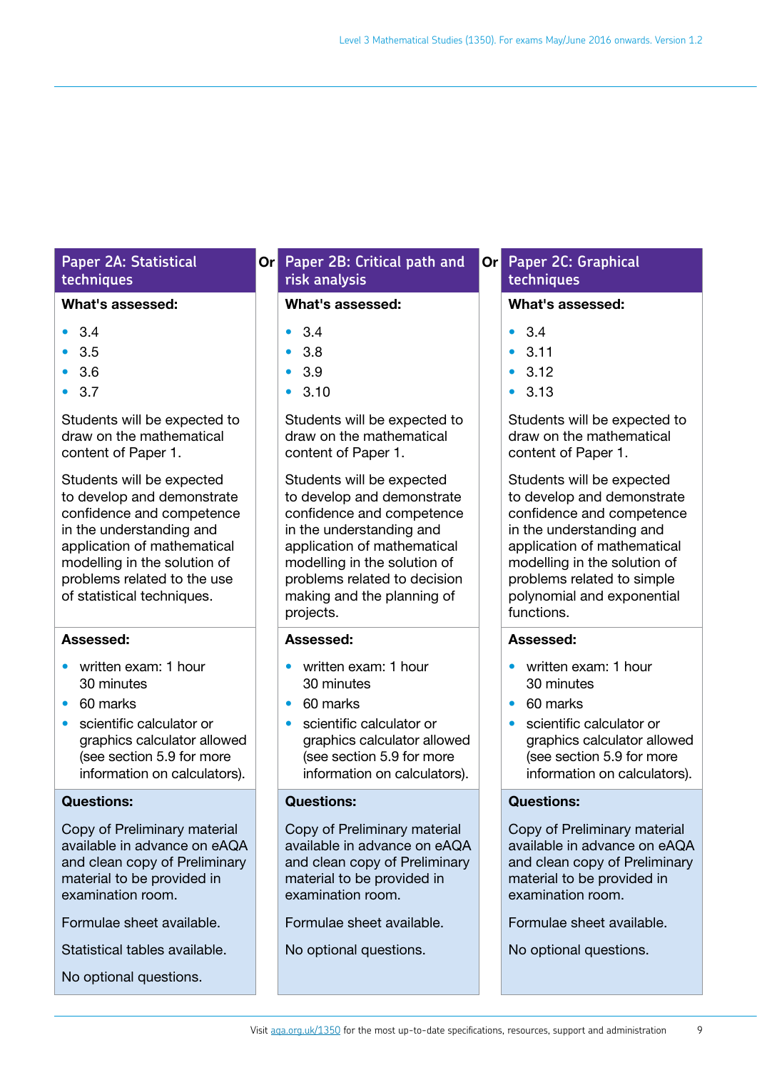## Paper 2A: Statistical techniques

**What's assessed:**

- 3.4
- 3.5
- 3.6
- 3.7

Students will be expected to draw on the mathematical content of Paper 1.

Students will be expected to develop and demonstrate confidence and competence in the understanding and application of mathematical modelling in the solution of problems related to the use of statistical techniques.

**Assessed:**

- written exam: 1 hour 30 minutes
- 60 marks
- scientific calculator or graphics calculator allowed (see section 5.9 for more information on calculators).

**Questions:**

Copy of Preliminary material available in advance on eAQA and clean copy of Preliminary material to be provided in examination room.

Formulae sheet available.

Statistical tables available.

No optional questions.

**Or**

## Paper 2B: Critical path and risk analysis

**What's assessed:**

- 3.4
- 3.8
- 3.9
- 3.10

Students will be expected to draw on the mathematical content of Paper 1.

Students will be expected to develop and demonstrate confidence and competence in the understanding and application of mathematical modelling in the solution of problems related to decision making and the planning of projects.

**Assessed:**

- written exam: 1 hour 30 minutes
- 60 marks
- scientific calculator or graphics calculator allowed (see section 5.9 for more information on calculators).

**Questions:**

Copy of Preliminary material available in advance on eAQA and clean copy of Preliminary material to be provided in examination room.

Formulae sheet available.

No optional questions.

**Or**

## Paper 2C: Graphical techniques

**What's assessed:**

- 3.4
- 3.11
- 3.12
- 3.13

Students will be expected to draw on the mathematical content of Paper 1.

Students will be expected to develop and demonstrate confidence and competence in the understanding and application of mathematical modelling in the solution of problems related to simple polynomial and exponential functions.

**Assessed:**

- written exam: 1 hour 30 minutes
- 60 marks
- scientific calculator or graphics calculator allowed (see section 5.9 for more information on calculators).

**Questions:**

Copy of Preliminary material available in advance on eAQA and clean copy of Preliminary material to be provided in examination room.

Formulae sheet available.

No optional questions.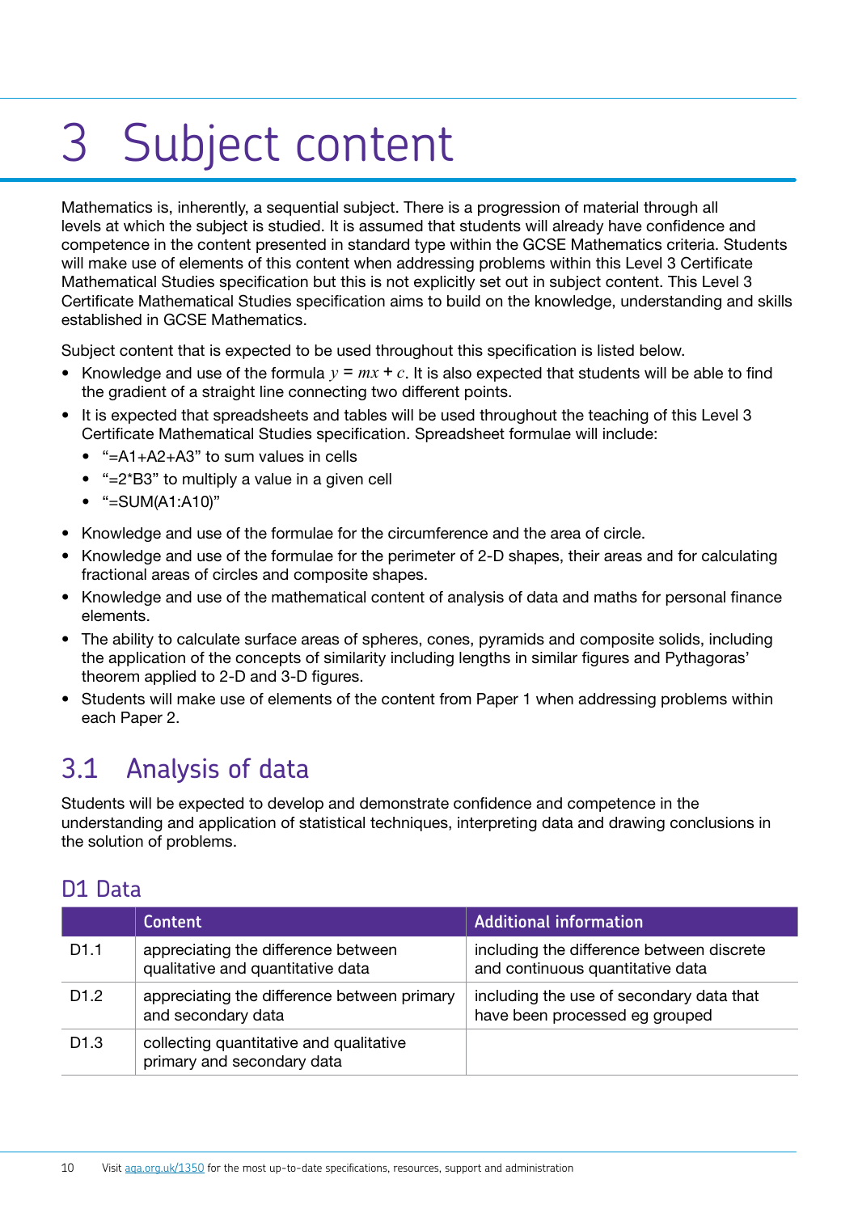# 3 Subject content

Mathematics is, inherently, a sequential subject. There is a progression of material through all levels at which the subject is studied. It is assumed that students will already have confidence and competence in the content presented in standard type within the GCSE Mathematics criteria. Students will make use of elements of this content when addressing problems within this Level 3 Certificate Mathematical Studies specification but this is not explicitly set out in subject content. This Level 3 Certificate Mathematical Studies specification aims to build on the knowledge, understanding and skills established in GCSE Mathematics.

Subject content that is expected to be used throughout this specification is listed below.

- Knowledge and use of the formula $y = mx + c$. It is also expected that students will be able to find the gradient of a straight line connecting two different points.
- It is expected that spreadsheets and tables will be used throughout the teaching of this Level 3 Certificate Mathematical Studies specification. Spreadsheet formulae will include:
  - "=A1+A2+A3" to sum values in cells
  - "=2*B3" to multiply a value in a given cell
  - "=SUM(A1:A10)"
- Knowledge and use of the formulae for the circumference and the area of circle.
- Knowledge and use of the formulae for the perimeter of 2-D shapes, their areas and for calculating fractional areas of circles and composite shapes.
- Knowledge and use of the mathematical content of analysis of data and maths for personal finance elements.
- The ability to calculate surface areas of spheres, cones, pyramids and composite solids, including the application of the concepts of similarity including lengths in similar figures and Pythagoras' theorem applied to 2-D and 3-D figures.
- Students will make use of elements of the content from Paper 1 when addressing problems within each Paper 2.

## 3.1 Analysis of data

Students will be expected to develop and demonstrate confidence and competence in the understanding and application of statistical techniques, interpreting data and drawing conclusions in the solution of problems.

### D1 Data

| | Content | Additional information |
|---|---|---|
| D1.1 | appreciating the difference between qualitative and quantitative data | including the difference between discrete and continuous quantitative data |
| D1.2 | appreciating the difference between primary and secondary data | including the use of secondary data that have been processed eg grouped |
| D1.3 | collecting quantitative and qualitative primary and secondary data | |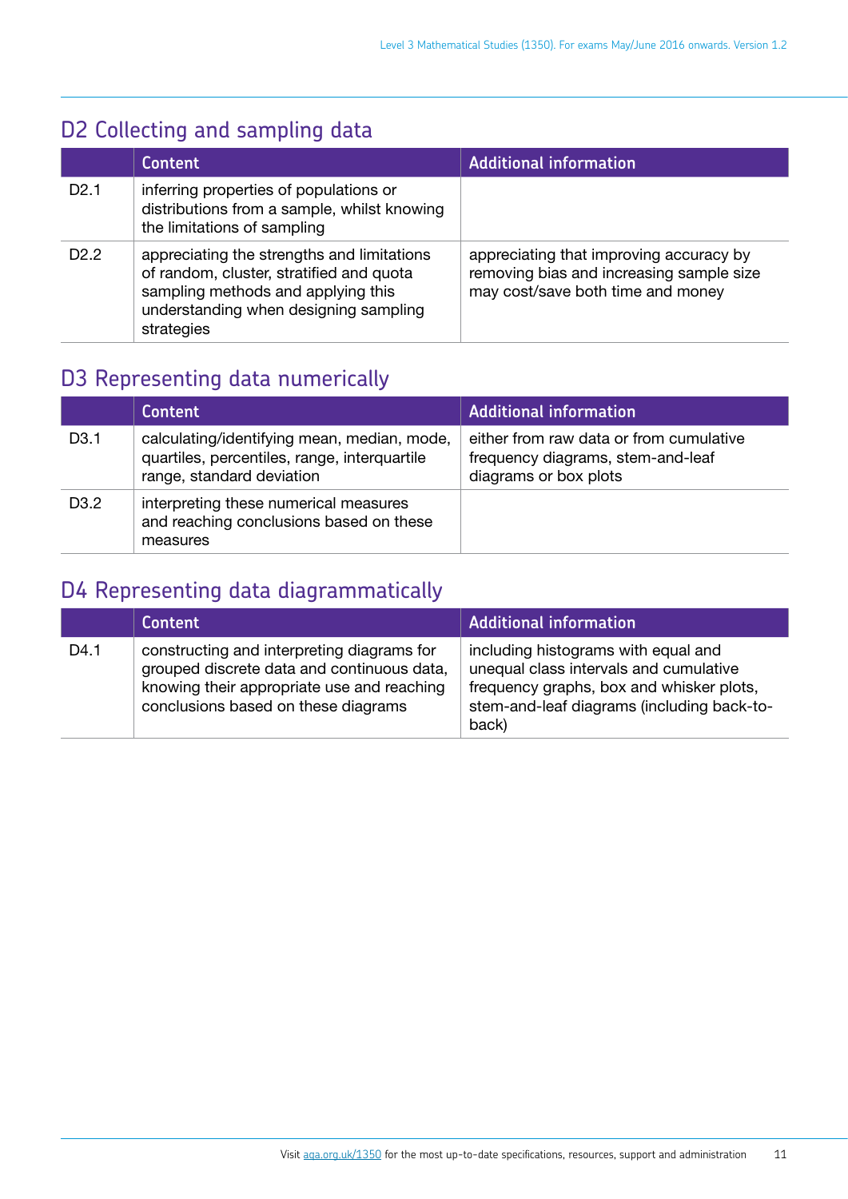## D2 Collecting and sampling data

| | Content | Additional information |
|---|---|---|
| D2.1 | inferring properties of populations or distributions from a sample, whilst knowing the limitations of sampling | |
| D2.2 | appreciating the strengths and limitations of random, cluster, stratified and quota sampling methods and applying this understanding when designing sampling strategies | appreciating that improving accuracy by removing bias and increasing sample size may cost/save both time and money |

## D3 Representing data numerically

| | Content | Additional information |
|---|---|---|
| D3.1 | calculating/identifying mean, median, mode, quartiles, percentiles, range, interquartile range, standard deviation | either from raw data or from cumulative frequency diagrams, stem-and-leaf diagrams or box plots |
| D3.2 | interpreting these numerical measures and reaching conclusions based on these measures | |

## D4 Representing data diagrammatically

| | Content | Additional information |
|---|---|---|
| D4.1 | constructing and interpreting diagrams for grouped discrete data and continuous data, knowing their appropriate use and reaching conclusions based on these diagrams | including histograms with equal and unequal class intervals and cumulative frequency graphs, box and whisker plots, stem-and-leaf diagrams (including back-to-back) |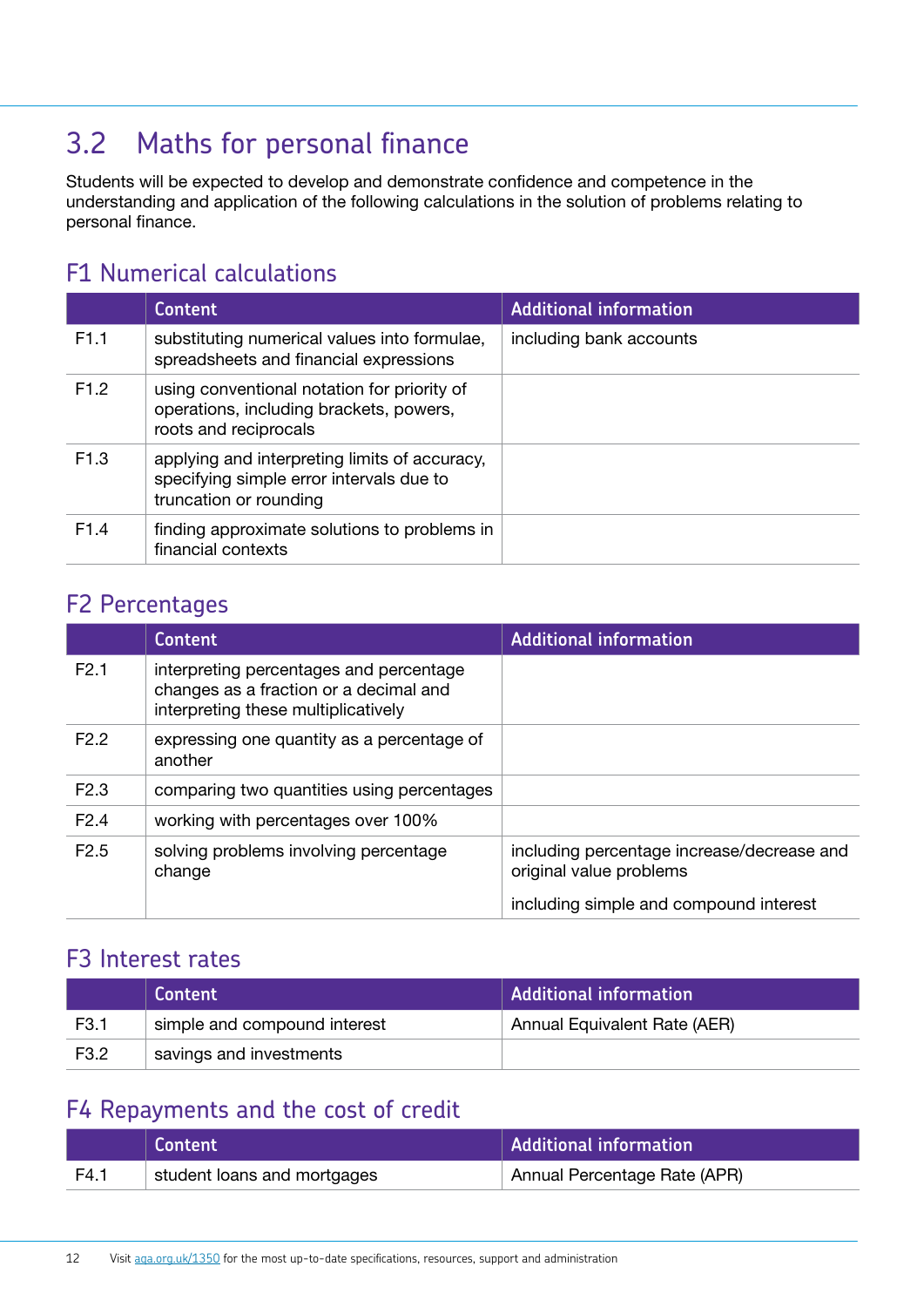## 3.2 Maths for personal finance

Students will be expected to develop and demonstrate confidence and competence in the understanding and application of the following calculations in the solution of problems relating to personal finance.

### F1 Numerical calculations

| | Content | Additional information |
|---|---|---|
| F1.1 | substituting numerical values into formulae, spreadsheets and financial expressions | including bank accounts |
| F1.2 | using conventional notation for priority of operations, including brackets, powers, roots and reciprocals | |
| F1.3 | applying and interpreting limits of accuracy, specifying simple error intervals due to truncation or rounding | |
| F1.4 | finding approximate solutions to problems in financial contexts | |

### F2 Percentages

| | Content | Additional information |
|---|---|---|
| F2.1 | interpreting percentages and percentage changes as a fraction or a decimal and interpreting these multiplicatively | |
| F2.2 | expressing one quantity as a percentage of another | |
| F2.3 | comparing two quantities using percentages | |
| F2.4 | working with percentages over 100% | |
| F2.5 | solving problems involving percentage change | including percentage increase/decrease and original value problems<br><br>including simple and compound interest |

### F3 Interest rates

| | Content | Additional information |
|---|---|---|
| F3.1 | simple and compound interest | Annual Equivalent Rate (AER) |
| F3.2 | savings and investments | |

### F4 Repayments and the cost of credit

| | Content | Additional information |
|---|---|---|
| F4.1 | student loans and mortgages | Annual Percentage Rate (APR) |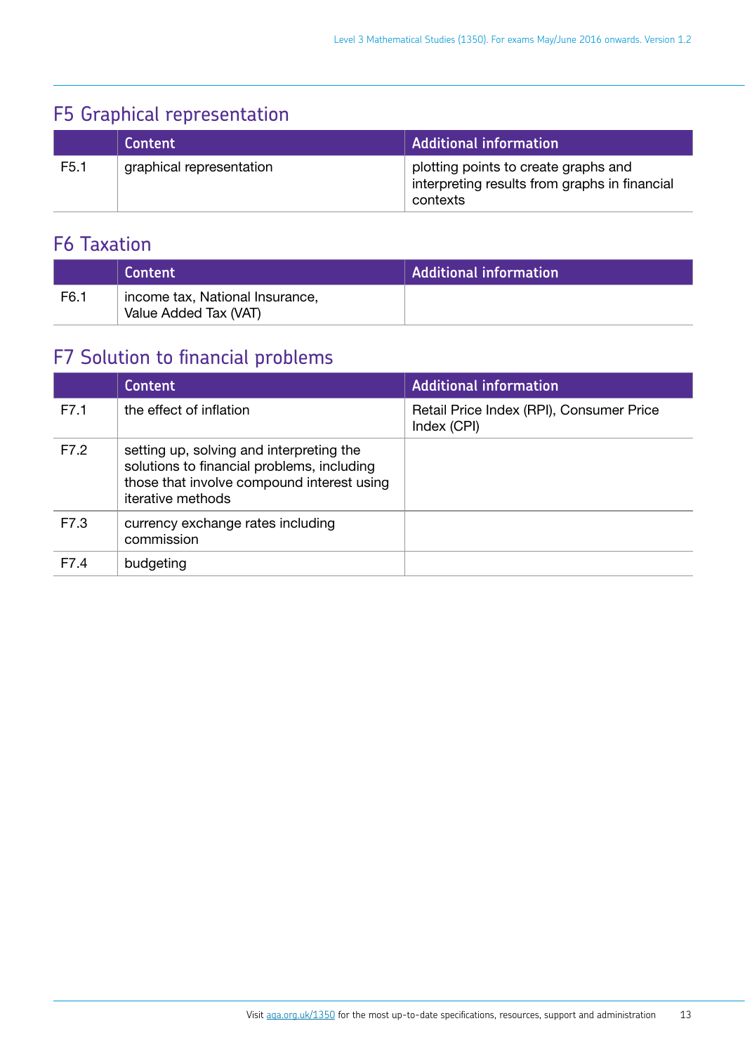## F5 Graphical representation

| | Content | Additional information |
|---|---|---|
| F5.1 | graphical representation | plotting points to create graphs and interpreting results from graphs in financial contexts |

## F6 Taxation

| | Content | Additional information |
|---|---|---|
| F6.1 | income tax, National Insurance, Value Added Tax (VAT) | |

## F7 Solution to financial problems

| | Content | Additional information |
|---|---|---|
| F7.1 | the effect of inflation | Retail Price Index (RPI), Consumer Price Index (CPI) |
| F7.2 | setting up, solving and interpreting the solutions to financial problems, including those that involve compound interest using iterative methods | |
| F7.3 | currency exchange rates including commission | |
| F7.4 | budgeting | |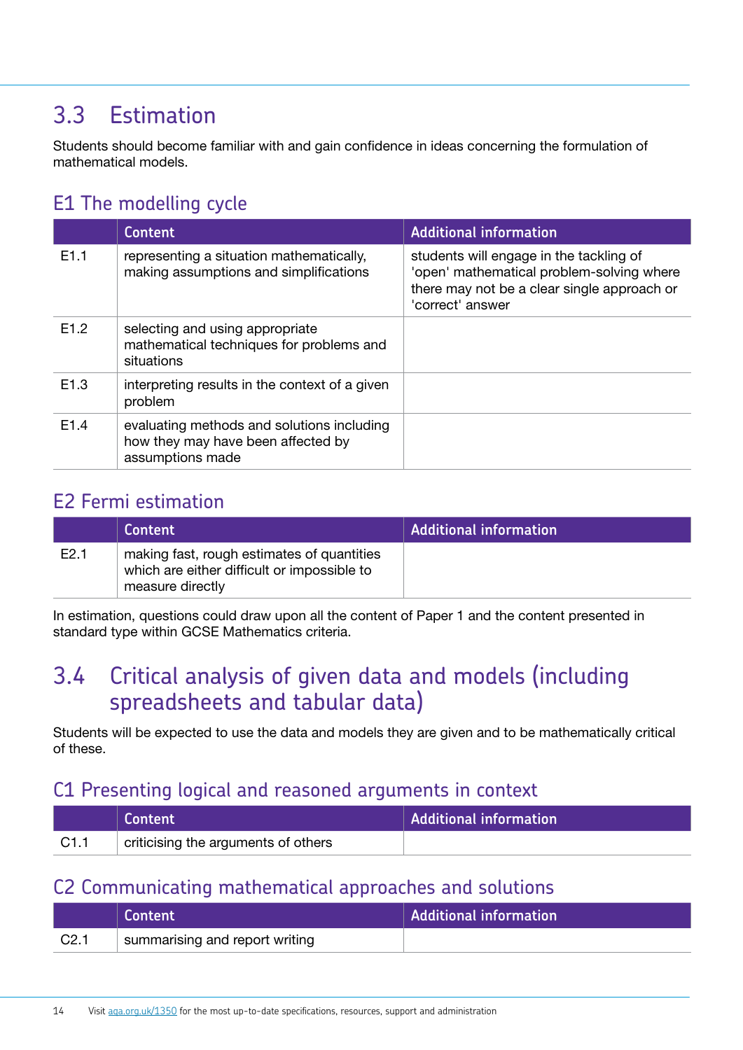## 3.3 Estimation

Students should become familiar with and gain confidence in ideas concerning the formulation of mathematical models.

### E1 The modelling cycle

| | Content | Additional information |
|---|---|---|
| E1.1 | representing a situation mathematically, making assumptions and simplifications | students will engage in the tackling of 'open' mathematical problem-solving where there may not be a clear single approach or 'correct' answer |
| E1.2 | selecting and using appropriate mathematical techniques for problems and situations | |
| E1.3 | interpreting results in the context of a given problem | |
| E1.4 | evaluating methods and solutions including how they may have been affected by assumptions made | |

### E2 Fermi estimation

| | Content | Additional information |
|---|---|---|
| E2.1 | making fast, rough estimates of quantities which are either difficult or impossible to measure directly | |

In estimation, questions could draw upon all the content of Paper 1 and the content presented in standard type within GCSE Mathematics criteria.

## 3.4 Critical analysis of given data and models (including spreadsheets and tabular data)

Students will be expected to use the data and models they are given and to be mathematically critical of these.

### C1 Presenting logical and reasoned arguments in context

| | Content | Additional information |
|---|---|---|
| C1.1 | criticising the arguments of others | |

### C2 Communicating mathematical approaches and solutions

| | Content | Additional information |
|---|---|---|
| C2.1 | summarising and report writing | |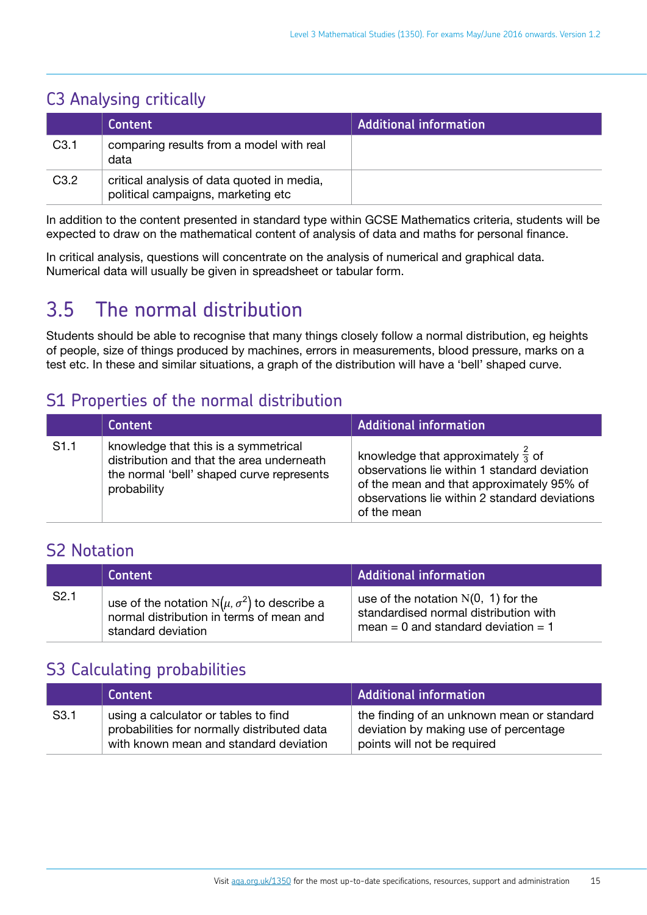## C3 Analysing critically

| | Content | Additional information |
|---|---|---|
| C3.1 | comparing results from a model with real data | |
| C3.2 | critical analysis of data quoted in media, political campaigns, marketing etc | |

In addition to the content presented in standard type within GCSE Mathematics criteria, students will be expected to draw on the mathematical content of analysis of data and maths for personal finance.

In critical analysis, questions will concentrate on the analysis of numerical and graphical data. Numerical data will usually be given in spreadsheet or tabular form.

# 3.5 The normal distribution

Students should be able to recognise that many things closely follow a normal distribution, eg heights of people, size of things produced by machines, errors in measurements, blood pressure, marks on a test etc. In these and similar situations, a graph of the distribution will have a 'bell' shaped curve.

## S1 Properties of the normal distribution

| | Content | Additional information |
|---|---|---|
| S1.1 | knowledge that this is a symmetrical distribution and that the area underneath the normal 'bell' shaped curve represents probability | knowledge that approximately $\frac{2}{3}$ of observations lie within 1 standard deviation of the mean and that approximately 95% of observations lie within 2 standard deviations of the mean |

## S2 Notation

| | Content | Additional information |
|---|---|---|
| S2.1 | use of the notation $\mathrm{N}(\mu, \sigma^2)$ to describe a normal distribution in terms of mean and standard deviation | use of the notation $\mathrm{N}(0,\ 1)$ for the standardised normal distribution with mean = 0 and standard deviation = 1 |

## S3 Calculating probabilities

| | Content | Additional information |
|---|---|---|
| S3.1 | using a calculator or tables to find probabilities for normally distributed data with known mean and standard deviation | the finding of an unknown mean or standard deviation by making use of percentage points will not be required |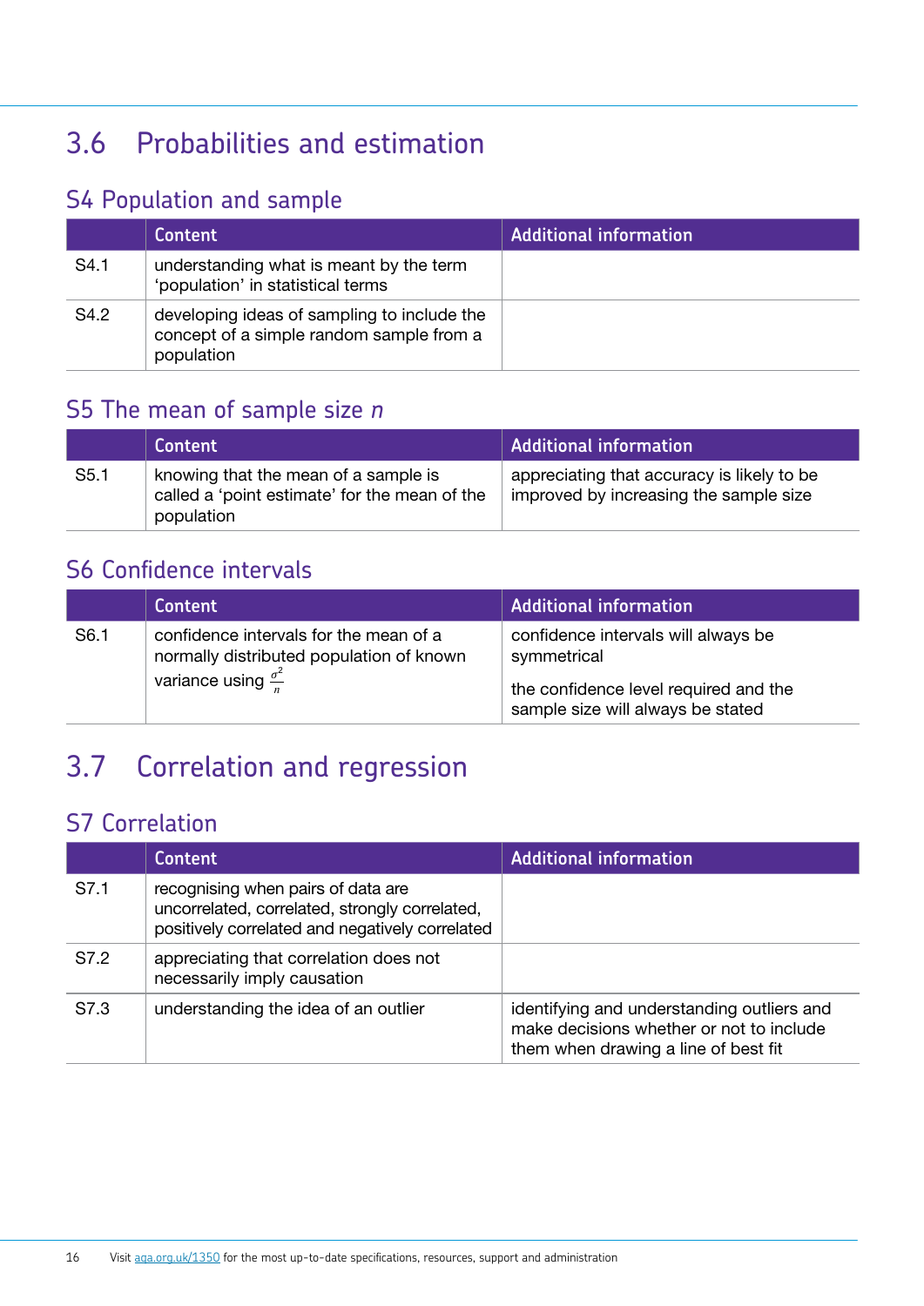## 3.6 Probabilities and estimation

### S4 Population and sample

| | Content | Additional information |
|---|---|---|
| S4.1 | understanding what is meant by the term 'population' in statistical terms | |
| S4.2 | developing ideas of sampling to include the concept of a simple random sample from a population | |

### S5 The mean of sample size *n*

| | Content | Additional information |
|---|---|---|
| S5.1 | knowing that the mean of a sample is called a 'point estimate' for the mean of the population | appreciating that accuracy is likely to be improved by increasing the sample size |

### S6 Confidence intervals

| | Content | Additional information |
|---|---|---|
| S6.1 | confidence intervals for the mean of a normally distributed population of known variance using $\frac{\sigma^2}{n}$ | confidence intervals will always be symmetrical<br><br>the confidence level required and the sample size will always be stated |

## 3.7 Correlation and regression

### S7 Correlation

| | Content | Additional information |
|---|---|---|
| S7.1 | recognising when pairs of data are uncorrelated, correlated, strongly correlated, positively correlated and negatively correlated | |
| S7.2 | appreciating that correlation does not necessarily imply causation | |
| S7.3 | understanding the idea of an outlier | identifying and understanding outliers and make decisions whether or not to include them when drawing a line of best fit |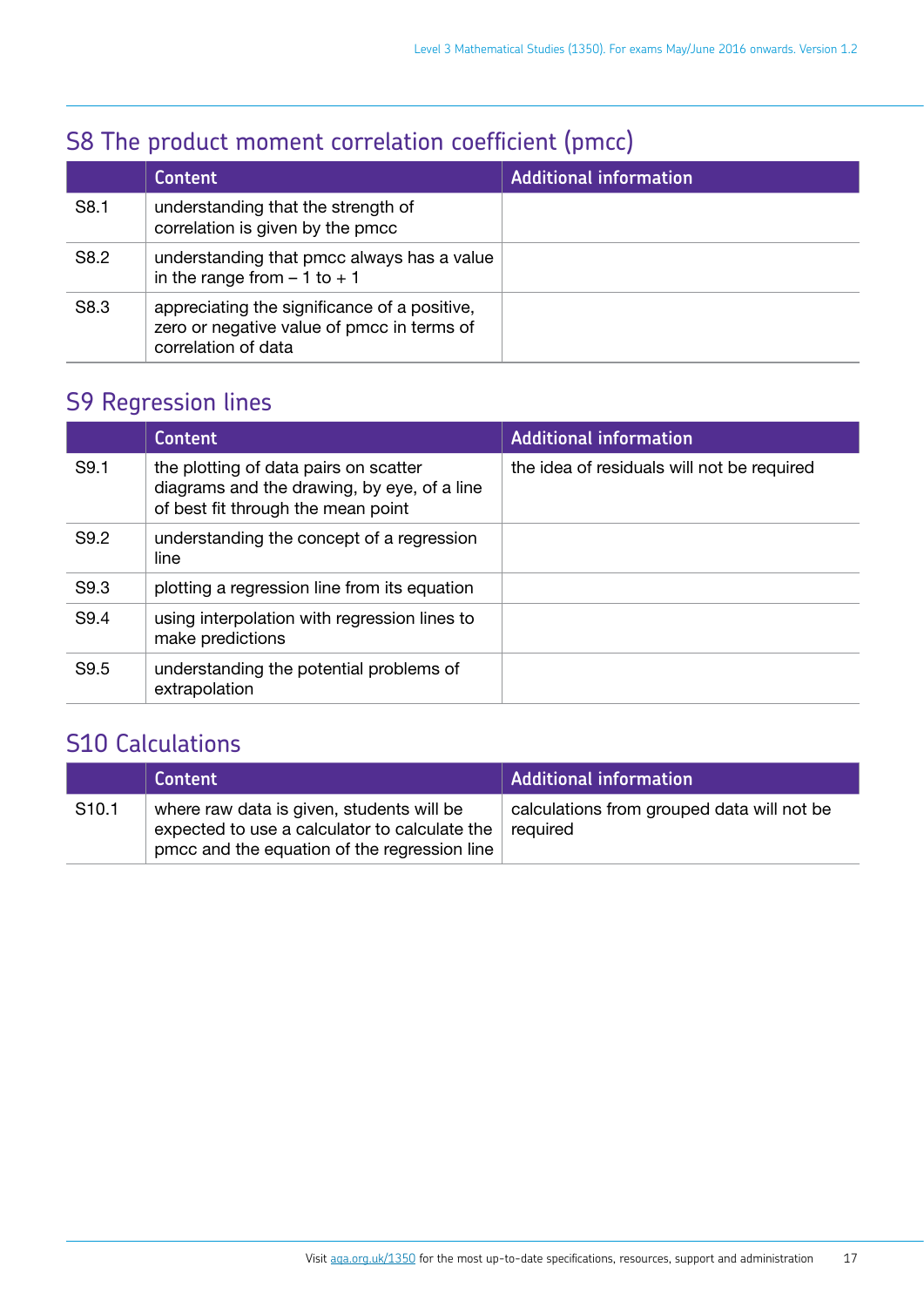## S8 The product moment correlation coefficient (pmcc)

| | Content | Additional information |
|---|---|---|
| S8.1 | understanding that the strength of correlation is given by the pmcc | |
| S8.2 | understanding that pmcc always has a value in the range from – 1 to + 1 | |
| S8.3 | appreciating the significance of a positive, zero or negative value of pmcc in terms of correlation of data | |

## S9 Regression lines

| | Content | Additional information |
|---|---|---|
| S9.1 | the plotting of data pairs on scatter diagrams and the drawing, by eye, of a line of best fit through the mean point | the idea of residuals will not be required |
| S9.2 | understanding the concept of a regression line | |
| S9.3 | plotting a regression line from its equation | |
| S9.4 | using interpolation with regression lines to make predictions | |
| S9.5 | understanding the potential problems of extrapolation | |

## S10 Calculations

| | Content | Additional information |
|---|---|---|
| S10.1 | where raw data is given, students will be expected to use a calculator to calculate the pmcc and the equation of the regression line | calculations from grouped data will not be required |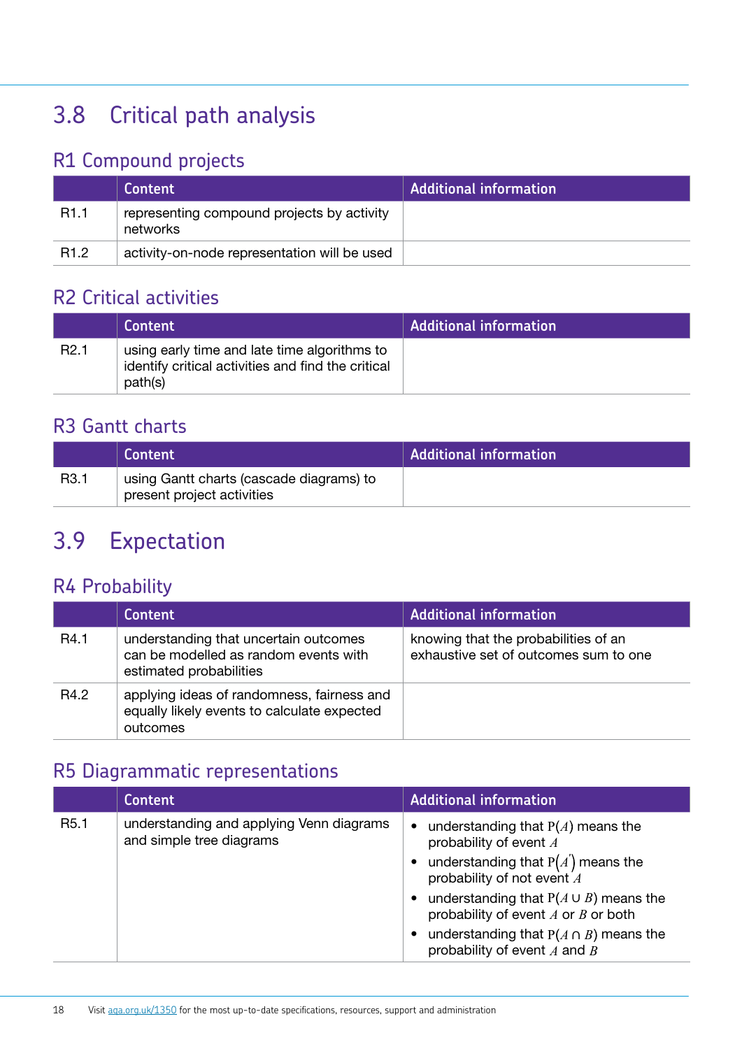## 3.8 Critical path analysis

### R1 Compound projects

| | Content | Additional information |
|---|---|---|
| R1.1 | representing compound projects by activity networks | |
| R1.2 | activity-on-node representation will be used | |

### R2 Critical activities

| | Content | Additional information |
|---|---|---|
| R2.1 | using early time and late time algorithms to identify critical activities and find the critical path(s) | |

### R3 Gantt charts

| | Content | Additional information |
|---|---|---|
| R3.1 | using Gantt charts (cascade diagrams) to present project activities | |

## 3.9 Expectation

### R4 Probability

| | Content | Additional information |
|---|---|---|
| R4.1 | understanding that uncertain outcomes can be modelled as random events with estimated probabilities | knowing that the probabilities of an exhaustive set of outcomes sum to one |
| R4.2 | applying ideas of randomness, fairness and equally likely events to calculate expected outcomes | |

### R5 Diagrammatic representations

| | Content | Additional information |
|---|---|---|
| R5.1 | understanding and applying Venn diagrams and simple tree diagrams | • understanding that $P(A)$ means the probability of event $A$ <br> • understanding that $P(A')$ means the probability of not event $A$ <br> • understanding that $P(A \cup B)$ means the probability of event $A$ or $B$ or both <br> • understanding that $P(A \cap B)$ means the probability of event $A$ and $B$ |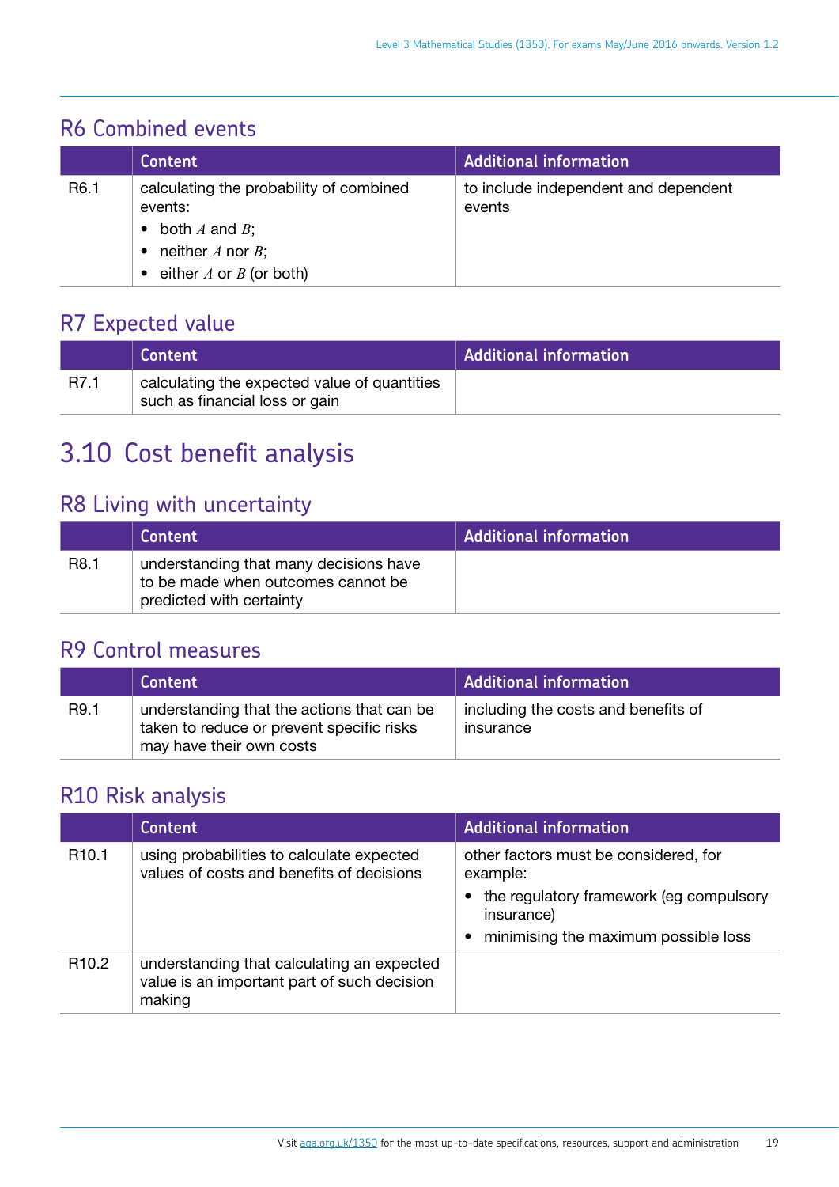## R6 Combined events

| | Content | Additional information |
|---|---|---|
| R6.1 | calculating the probability of combined events:<br>• both $A$ and $B$;<br>• neither $A$ nor $B$;<br>• either $A$ or $B$ (or both) | to include independent and dependent events |

## R7 Expected value

| | Content | Additional information |
|---|---|---|
| R7.1 | calculating the expected value of quantities such as financial loss or gain | |

# 3.10 Cost benefit analysis

## R8 Living with uncertainty

| | Content | Additional information |
|---|---|---|
| R8.1 | understanding that many decisions have to be made when outcomes cannot be predicted with certainty | |

## R9 Control measures

| | Content | Additional information |
|---|---|---|
| R9.1 | understanding that the actions that can be taken to reduce or prevent specific risks may have their own costs | including the costs and benefits of insurance |

## R10 Risk analysis

| | Content | Additional information |
|---|---|---|
| R10.1 | using probabilities to calculate expected values of costs and benefits of decisions | other factors must be considered, for example:<br>• the regulatory framework (eg compulsory insurance)<br>• minimising the maximum possible loss |
| R10.2 | understanding that calculating an expected value is an important part of such decision making | |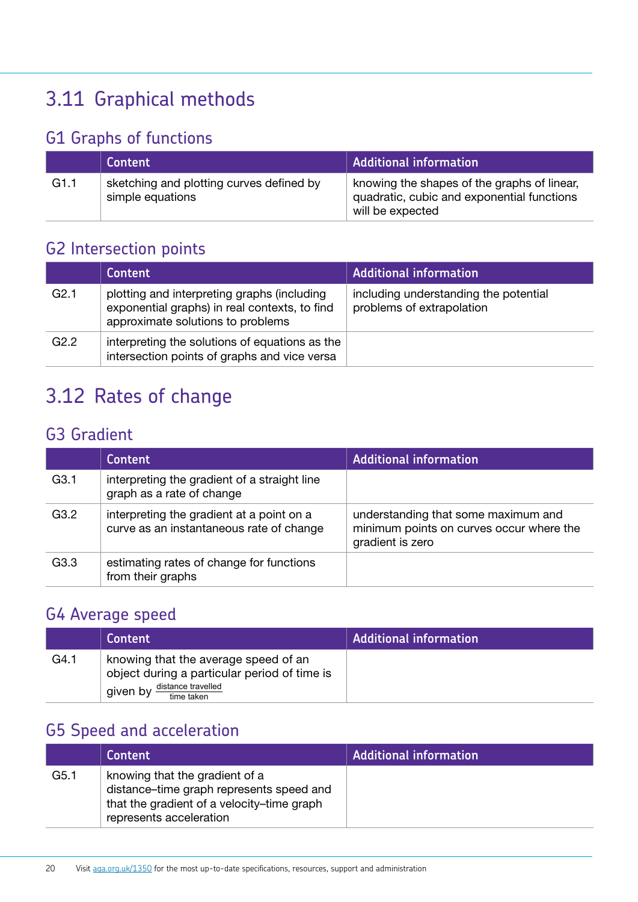## 3.11 Graphical methods

### G1 Graphs of functions

| | Content | Additional information |
|---|---|---|
| G1.1 | sketching and plotting curves defined by simple equations | knowing the shapes of the graphs of linear, quadratic, cubic and exponential functions will be expected |

### G2 Intersection points

| | Content | Additional information |
|---|---|---|
| G2.1 | plotting and interpreting graphs (including exponential graphs) in real contexts, to find approximate solutions to problems | including understanding the potential problems of extrapolation |
| G2.2 | interpreting the solutions of equations as the intersection points of graphs and vice versa | |

## 3.12 Rates of change

### G3 Gradient

| | Content | Additional information |
|---|---|---|
| G3.1 | interpreting the gradient of a straight line graph as a rate of change | |
| G3.2 | interpreting the gradient at a point on a curve as an instantaneous rate of change | understanding that some maximum and minimum points on curves occur where the gradient is zero |
| G3.3 | estimating rates of change for functions from their graphs | |

### G4 Average speed

| | Content | Additional information |
|---|---|---|
| G4.1 | knowing that the average speed of an object during a particular period of time is given by $\frac{\text{distance travelled}}{\text{time taken}}$ | |

### G5 Speed and acceleration

| | Content | Additional information |
|---|---|---|
| G5.1 | knowing that the gradient of a distance–time graph represents speed and that the gradient of a velocity–time graph represents acceleration | |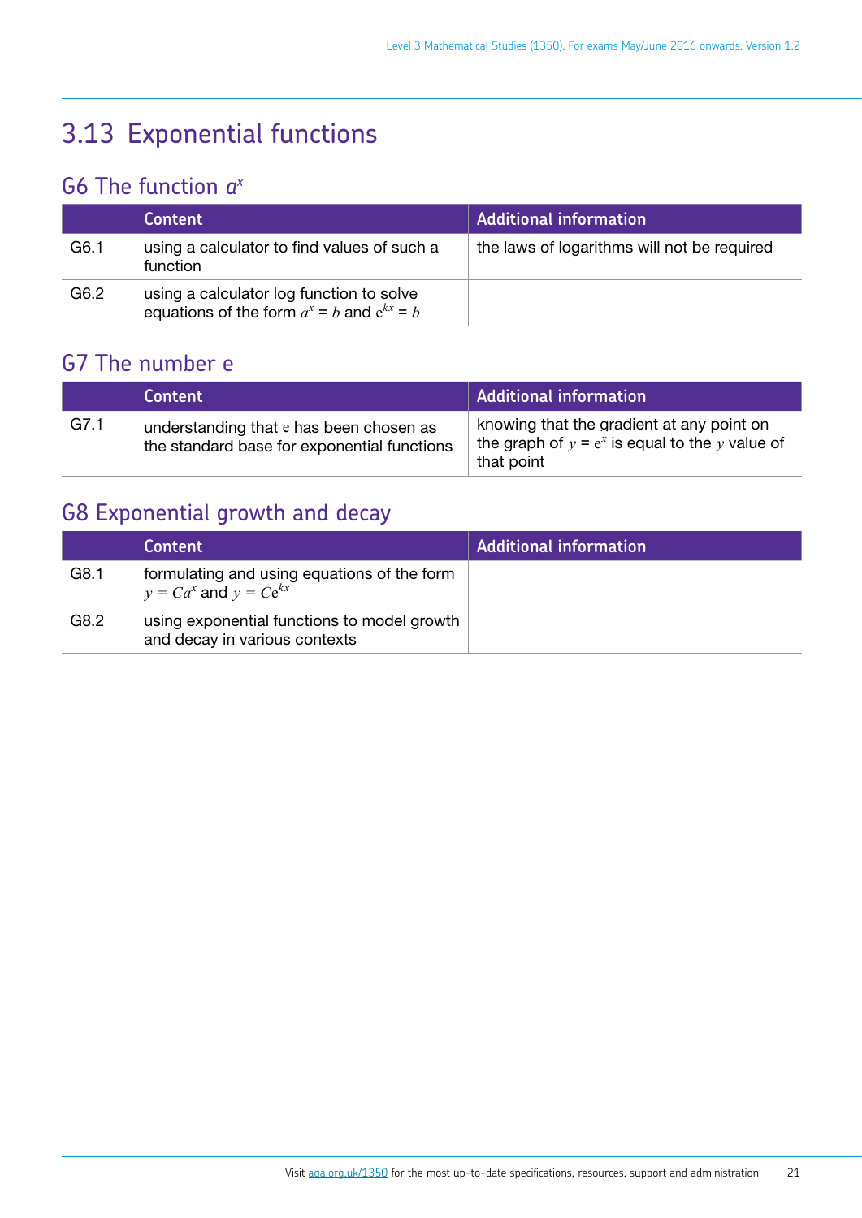## 3.13 Exponential functions

### G6 The function $a^x$

| | Content | Additional information |
|---|---|---|
| G6.1 | using a calculator to find values of such a function | the laws of logarithms will not be required |
| G6.2 | using a calculator log function to solve equations of the form $a^x = b$ and $e^{kx} = b$ | |

### G7 The number e

| | Content | Additional information |
|---|---|---|
| G7.1 | understanding that e has been chosen as the standard base for exponential functions | knowing that the gradient at any point on the graph of $y = e^x$ is equal to the $y$ value of that point |

### G8 Exponential growth and decay

| | Content | Additional information |
|---|---|---|
| G8.1 | formulating and using equations of the form $y = Ca^x$ and $y = Ce^{kx}$ | |
| G8.2 | using exponential functions to model growth and decay in various contexts | |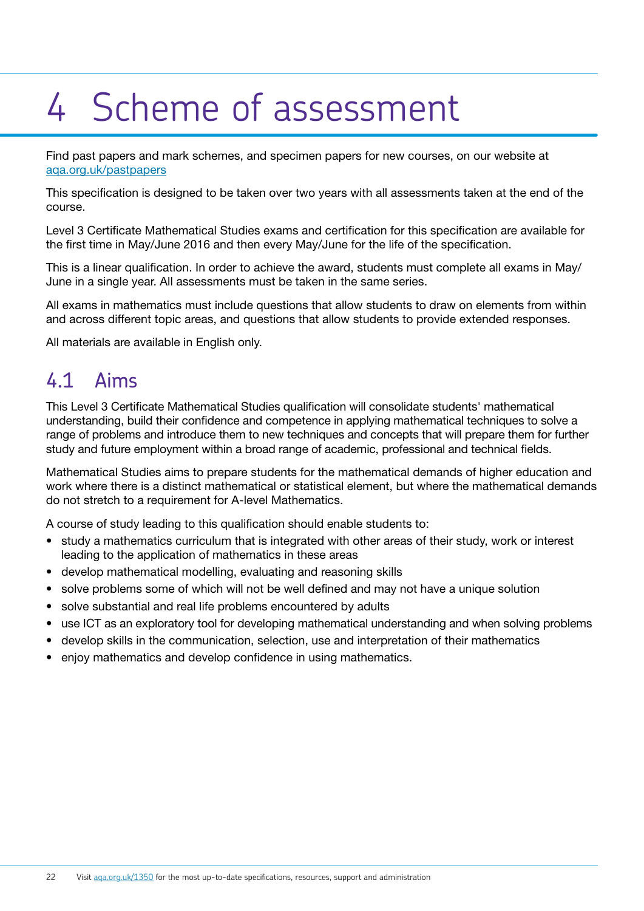# 4 Scheme of assessment

Find past papers and mark schemes, and specimen papers for new courses, on our website at [aqa.org.uk/pastpapers](aqa.org.uk/pastpapers)

This specification is designed to be taken over two years with all assessments taken at the end of the course.

Level 3 Certificate Mathematical Studies exams and certification for this specification are available for the first time in May/June 2016 and then every May/June for the life of the specification.

This is a linear qualification. In order to achieve the award, students must complete all exams in May/June in a single year. All assessments must be taken in the same series.

All exams in mathematics must include questions that allow students to draw on elements from within and across different topic areas, and questions that allow students to provide extended responses.

All materials are available in English only.

## 4.1 Aims

This Level 3 Certificate Mathematical Studies qualification will consolidate students' mathematical understanding, build their confidence and competence in applying mathematical techniques to solve a range of problems and introduce them to new techniques and concepts that will prepare them for further study and future employment within a broad range of academic, professional and technical fields.

Mathematical Studies aims to prepare students for the mathematical demands of higher education and work where there is a distinct mathematical or statistical element, but where the mathematical demands do not stretch to a requirement for A-level Mathematics.

A course of study leading to this qualification should enable students to:

- study a mathematics curriculum that is integrated with other areas of their study, work or interest leading to the application of mathematics in these areas
- develop mathematical modelling, evaluating and reasoning skills
- solve problems some of which will not be well defined and may not have a unique solution
- solve substantial and real life problems encountered by adults
- use ICT as an exploratory tool for developing mathematical understanding and when solving problems
- develop skills in the communication, selection, use and interpretation of their mathematics
- enjoy mathematics and develop confidence in using mathematics.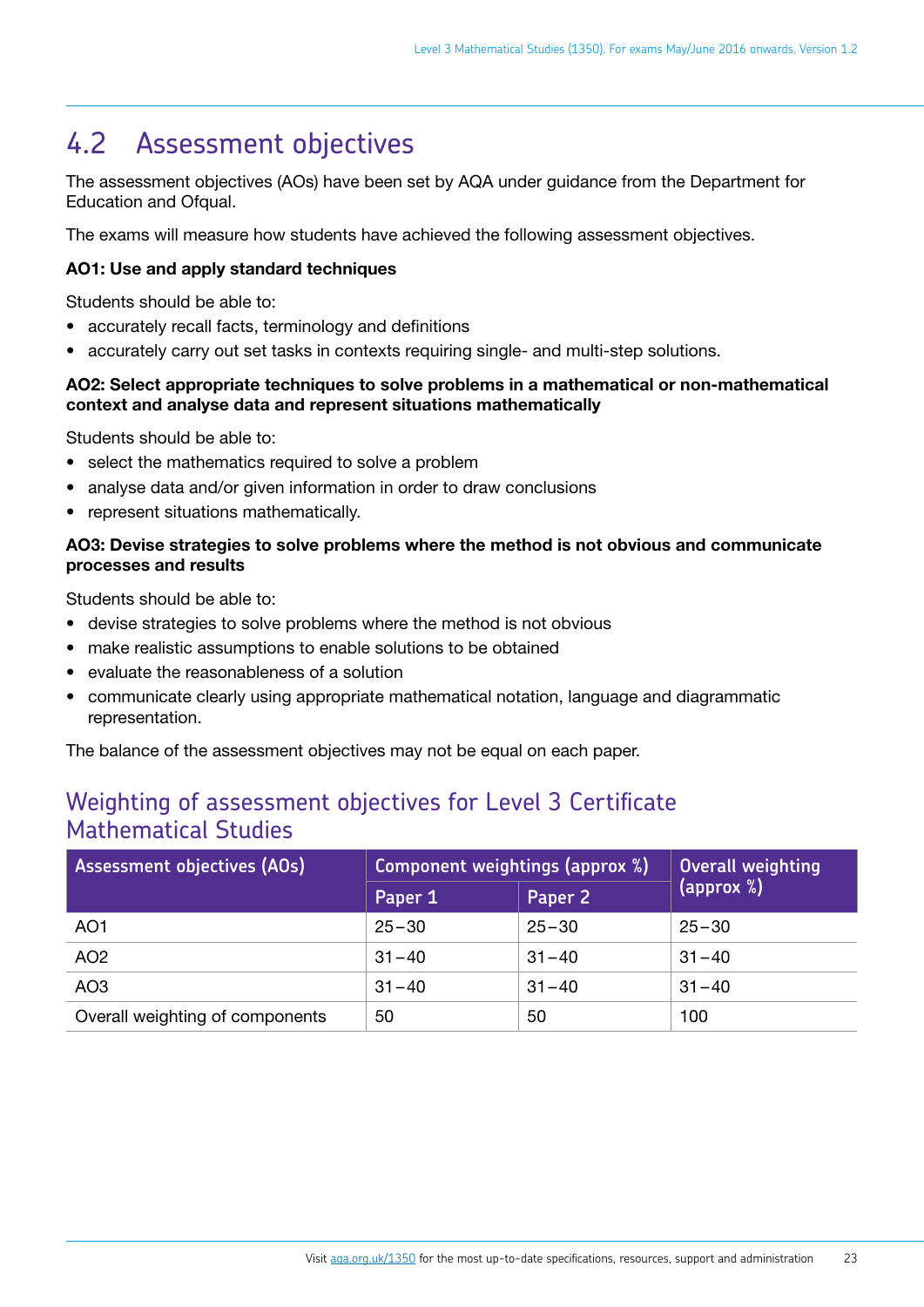## 4.2 Assessment objectives

The assessment objectives (AOs) have been set by AQA under guidance from the Department for Education and Ofqual.

The exams will measure how students have achieved the following assessment objectives.

**AO1: Use and apply standard techniques**

Students should be able to:

- accurately recall facts, terminology and definitions
- accurately carry out set tasks in contexts requiring single- and multi-step solutions.

**AO2: Select appropriate techniques to solve problems in a mathematical or non-mathematical context and analyse data and represent situations mathematically**

Students should be able to:

- select the mathematics required to solve a problem
- analyse data and/or given information in order to draw conclusions
- represent situations mathematically.

**AO3: Devise strategies to solve problems where the method is not obvious and communicate processes and results**

Students should be able to:

- devise strategies to solve problems where the method is not obvious
- make realistic assumptions to enable solutions to be obtained
- evaluate the reasonableness of a solution
- communicate clearly using appropriate mathematical notation, language and diagrammatic representation.

The balance of the assessment objectives may not be equal on each paper.

### Weighting of assessment objectives for Level 3 Certificate Mathematical Studies

| Assessment objectives (AOs) | Component weightings (approx %) | | Overall weighting (approx %) |
|---|---|---|---|
| | Paper 1 | Paper 2 | |
| AO1 | 25–30 | 25–30 | 25–30 |
| AO2 | 31–40 | 31–40 | 31–40 |
| AO3 | 31–40 | 31–40 | 31–40 |
| Overall weighting of components | 50 | 50 | 100 |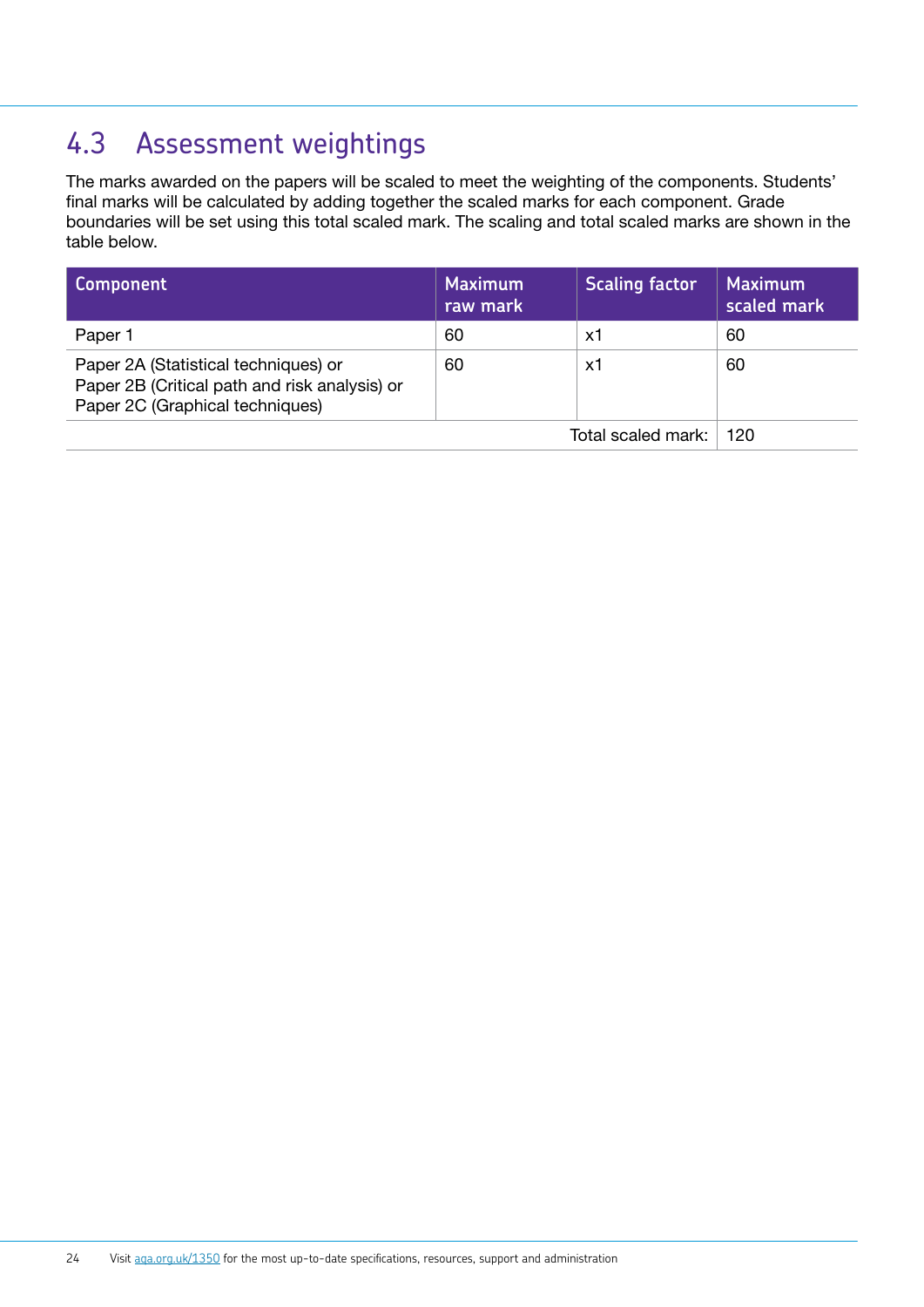## 4.3 Assessment weightings

The marks awarded on the papers will be scaled to meet the weighting of the components. Students' final marks will be calculated by adding together the scaled marks for each component. Grade boundaries will be set using this total scaled mark. The scaling and total scaled marks are shown in the table below.

| Component | Maximum raw mark | Scaling factor | Maximum scaled mark |
|---|---|---|---|
| Paper 1 | 60 | x1 | 60 |
| Paper 2A (Statistical techniques) or Paper 2B (Critical path and risk analysis) or Paper 2C (Graphical techniques) | 60 | x1 | 60 |
| | | Total scaled mark: | 120 |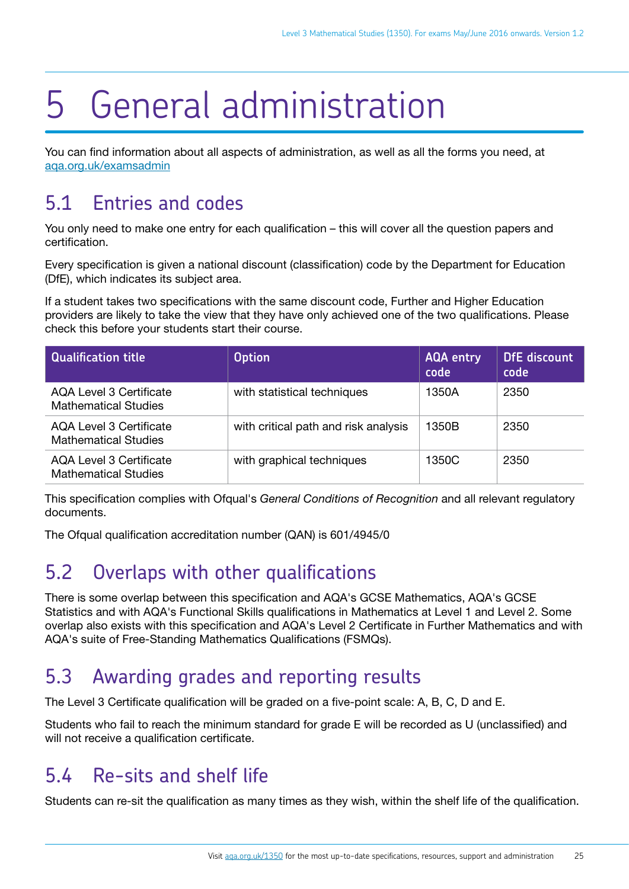# 5 General administration

You can find information about all aspects of administration, as well as all the forms you need, at aqa.org.uk/examsadmin

## 5.1 Entries and codes

You only need to make one entry for each qualification – this will cover all the question papers and certification.

Every specification is given a national discount (classification) code by the Department for Education (DfE), which indicates its subject area.

If a student takes two specifications with the same discount code, Further and Higher Education providers are likely to take the view that they have only achieved one of the two qualifications. Please check this before your students start their course.

| Qualification title | Option | AQA entry code | DfE discount code |
| --- | --- | --- | --- |
| AQA Level 3 Certificate Mathematical Studies | with statistical techniques | 1350A | 2350 |
| AQA Level 3 Certificate Mathematical Studies | with critical path and risk analysis | 1350B | 2350 |
| AQA Level 3 Certificate Mathematical Studies | with graphical techniques | 1350C | 2350 |

This specification complies with Ofqual's *General Conditions of Recognition* and all relevant regulatory documents.

The Ofqual qualification accreditation number (QAN) is 601/4945/0

## 5.2 Overlaps with other qualifications

There is some overlap between this specification and AQA's GCSE Mathematics, AQA's GCSE Statistics and with AQA's Functional Skills qualifications in Mathematics at Level 1 and Level 2. Some overlap also exists with this specification and AQA's Level 2 Certificate in Further Mathematics and with AQA's suite of Free-Standing Mathematics Qualifications (FSMQs).

## 5.3 Awarding grades and reporting results

The Level 3 Certificate qualification will be graded on a five-point scale: A, B, C, D and E.

Students who fail to reach the minimum standard for grade E will be recorded as U (unclassified) and will not receive a qualification certificate.

## 5.4 Re-sits and shelf life

Students can re-sit the qualification as many times as they wish, within the shelf life of the qualification.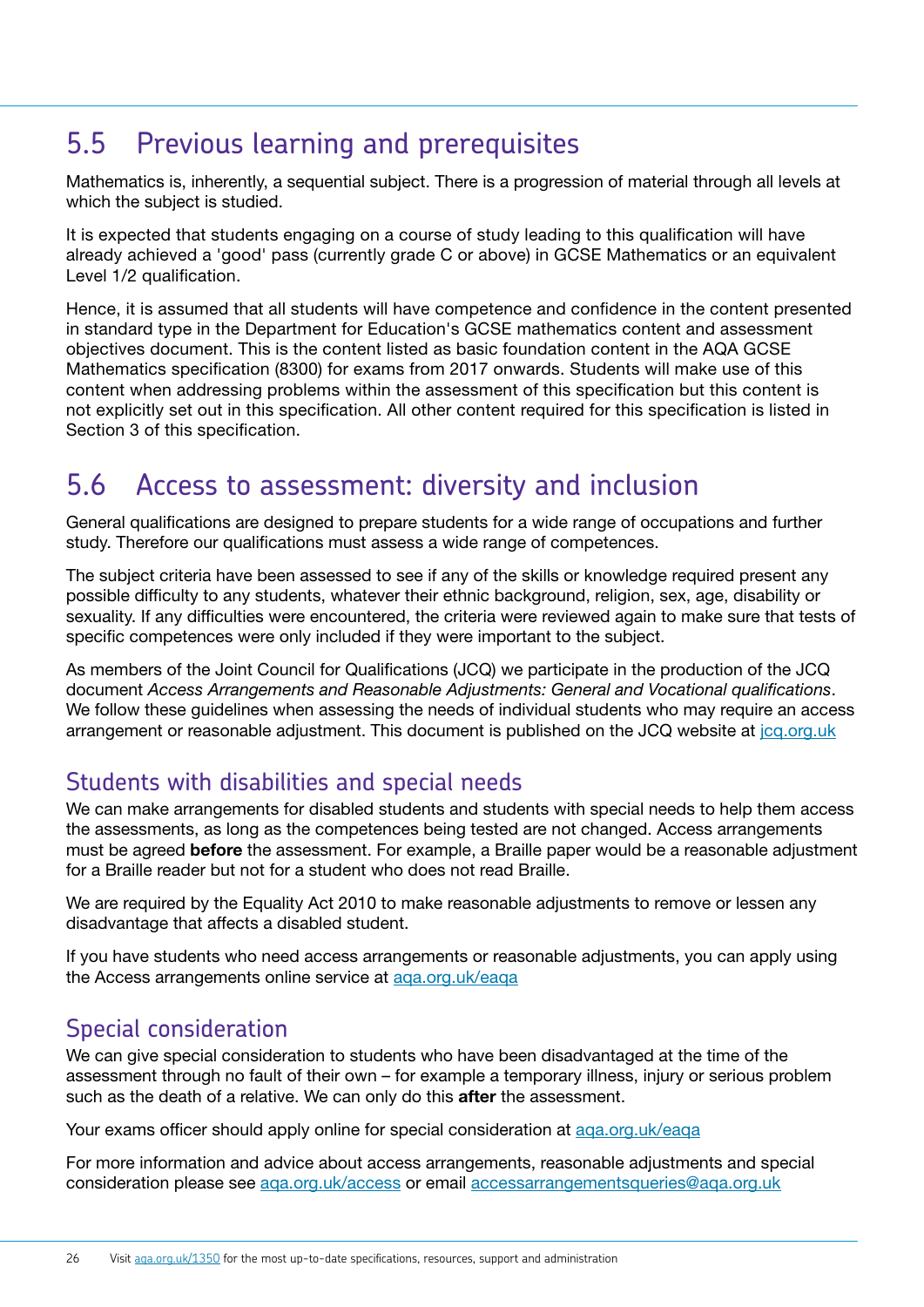## 5.5 Previous learning and prerequisites

Mathematics is, inherently, a sequential subject. There is a progression of material through all levels at which the subject is studied.

It is expected that students engaging on a course of study leading to this qualification will have already achieved a 'good' pass (currently grade C or above) in GCSE Mathematics or an equivalent Level 1/2 qualification.

Hence, it is assumed that all students will have competence and confidence in the content presented in standard type in the Department for Education's GCSE mathematics content and assessment objectives document. This is the content listed as basic foundation content in the AQA GCSE Mathematics specification (8300) for exams from 2017 onwards. Students will make use of this content when addressing problems within the assessment of this specification but this content is not explicitly set out in this specification. All other content required for this specification is listed in Section 3 of this specification.

## 5.6 Access to assessment: diversity and inclusion

General qualifications are designed to prepare students for a wide range of occupations and further study. Therefore our qualifications must assess a wide range of competences.

The subject criteria have been assessed to see if any of the skills or knowledge required present any possible difficulty to any students, whatever their ethnic background, religion, sex, age, disability or sexuality. If any difficulties were encountered, the criteria were reviewed again to make sure that tests of specific competences were only included if they were important to the subject.

As members of the Joint Council for Qualifications (JCQ) we participate in the production of the JCQ document *Access Arrangements and Reasonable Adjustments: General and Vocational qualifications*. We follow these guidelines when assessing the needs of individual students who may require an access arrangement or reasonable adjustment. This document is published on the JCQ website at jcq.org.uk

### Students with disabilities and special needs

We can make arrangements for disabled students and students with special needs to help them access the assessments, as long as the competences being tested are not changed. Access arrangements must be agreed **before** the assessment. For example, a Braille paper would be a reasonable adjustment for a Braille reader but not for a student who does not read Braille.

We are required by the Equality Act 2010 to make reasonable adjustments to remove or lessen any disadvantage that affects a disabled student.

If you have students who need access arrangements or reasonable adjustments, you can apply using the Access arrangements online service at aqa.org.uk/eaqa

### Special consideration

We can give special consideration to students who have been disadvantaged at the time of the assessment through no fault of their own – for example a temporary illness, injury or serious problem such as the death of a relative. We can only do this **after** the assessment.

Your exams officer should apply online for special consideration at aqa.org.uk/eaqa

For more information and advice about access arrangements, reasonable adjustments and special consideration please see aqa.org.uk/access or email accessarrangementsqueries@aqa.org.uk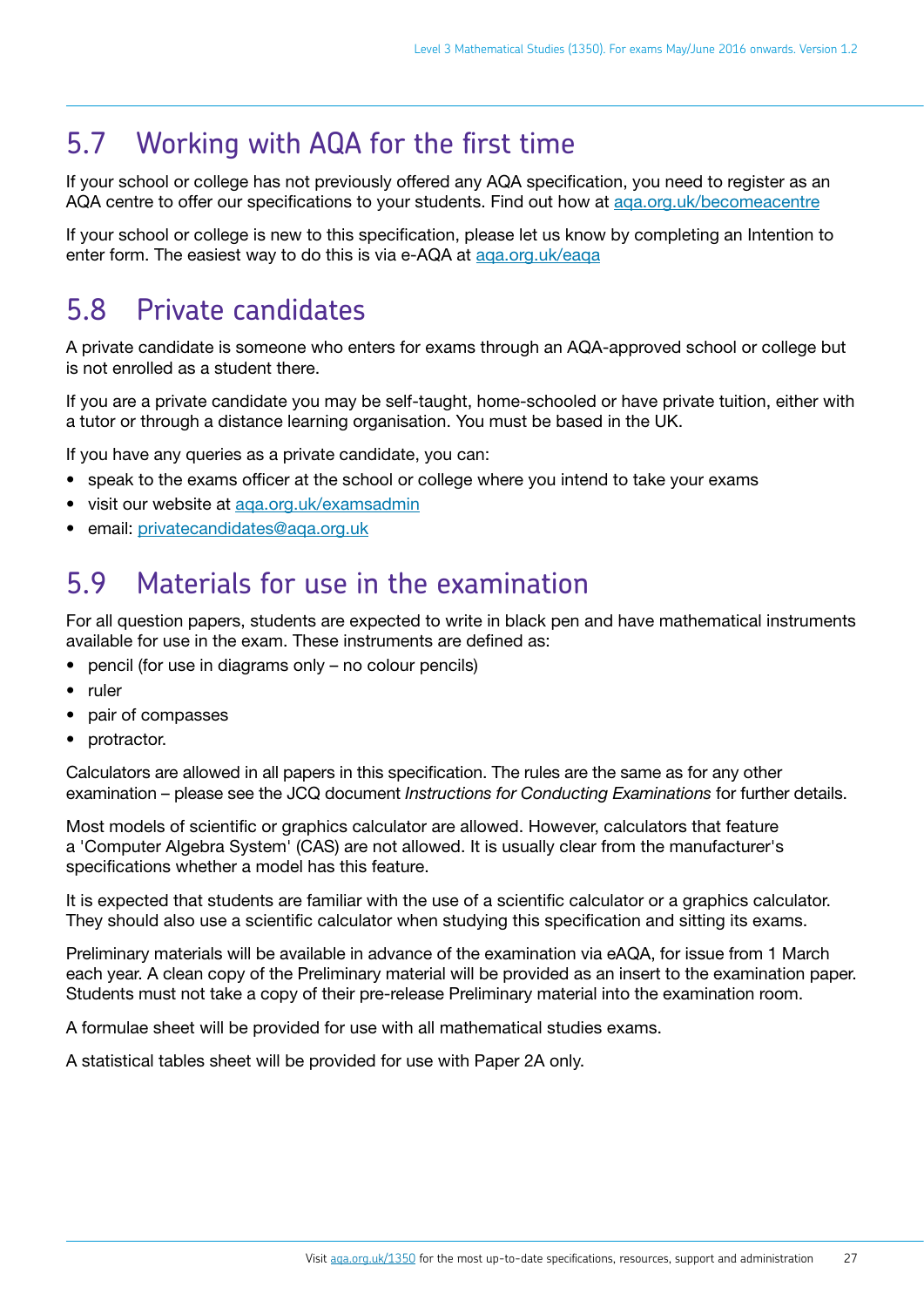## 5.7 Working with AQA for the first time

If your school or college has not previously offered any AQA specification, you need to register as an AQA centre to offer our specifications to your students. Find out how at aqa.org.uk/becomeacentre

If your school or college is new to this specification, please let us know by completing an Intention to enter form. The easiest way to do this is via e-AQA at aqa.org.uk/eaqa

## 5.8 Private candidates

A private candidate is someone who enters for exams through an AQA-approved school or college but is not enrolled as a student there.

If you are a private candidate you may be self-taught, home-schooled or have private tuition, either with a tutor or through a distance learning organisation. You must be based in the UK.

If you have any queries as a private candidate, you can:

- speak to the exams officer at the school or college where you intend to take your exams
- visit our website at aqa.org.uk/examsadmin
- email: privatecandidates@aqa.org.uk

## 5.9 Materials for use in the examination

For all question papers, students are expected to write in black pen and have mathematical instruments available for use in the exam. These instruments are defined as:

- pencil (for use in diagrams only – no colour pencils)
- ruler
- pair of compasses
- protractor.

Calculators are allowed in all papers in this specification. The rules are the same as for any other examination – please see the JCQ document *Instructions for Conducting Examinations* for further details.

Most models of scientific or graphics calculator are allowed. However, calculators that feature a 'Computer Algebra System' (CAS) are not allowed. It is usually clear from the manufacturer's specifications whether a model has this feature.

It is expected that students are familiar with the use of a scientific calculator or a graphics calculator. They should also use a scientific calculator when studying this specification and sitting its exams.

Preliminary materials will be available in advance of the examination via eAQA, for issue from 1 March each year. A clean copy of the Preliminary material will be provided as an insert to the examination paper. Students must not take a copy of their pre-release Preliminary material into the examination room.

A formulae sheet will be provided for use with all mathematical studies exams.

A statistical tables sheet will be provided for use with Paper 2A only.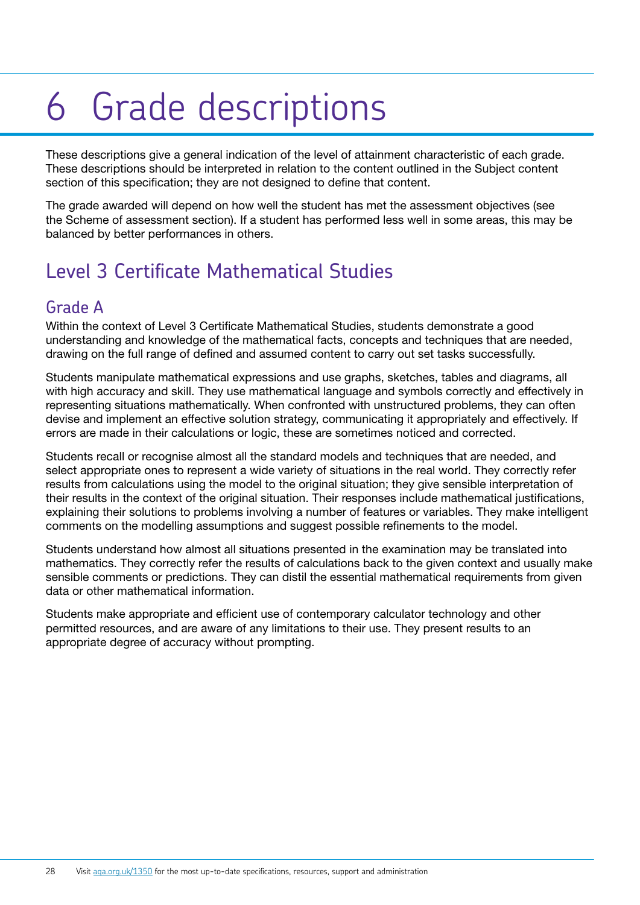# 6 Grade descriptions

These descriptions give a general indication of the level of attainment characteristic of each grade. These descriptions should be interpreted in relation to the content outlined in the Subject content section of this specification; they are not designed to define that content.

The grade awarded will depend on how well the student has met the assessment objectives (see the Scheme of assessment section). If a student has performed less well in some areas, this may be balanced by better performances in others.

## Level 3 Certificate Mathematical Studies

### Grade A

Within the context of Level 3 Certificate Mathematical Studies, students demonstrate a good understanding and knowledge of the mathematical facts, concepts and techniques that are needed, drawing on the full range of defined and assumed content to carry out set tasks successfully.

Students manipulate mathematical expressions and use graphs, sketches, tables and diagrams, all with high accuracy and skill. They use mathematical language and symbols correctly and effectively in representing situations mathematically. When confronted with unstructured problems, they can often devise and implement an effective solution strategy, communicating it appropriately and effectively. If errors are made in their calculations or logic, these are sometimes noticed and corrected.

Students recall or recognise almost all the standard models and techniques that are needed, and select appropriate ones to represent a wide variety of situations in the real world. They correctly refer results from calculations using the model to the original situation; they give sensible interpretation of their results in the context of the original situation. Their responses include mathematical justifications, explaining their solutions to problems involving a number of features or variables. They make intelligent comments on the modelling assumptions and suggest possible refinements to the model.

Students understand how almost all situations presented in the examination may be translated into mathematics. They correctly refer the results of calculations back to the given context and usually make sensible comments or predictions. They can distil the essential mathematical requirements from given data or other mathematical information.

Students make appropriate and efficient use of contemporary calculator technology and other permitted resources, and are aware of any limitations to their use. They present results to an appropriate degree of accuracy without prompting.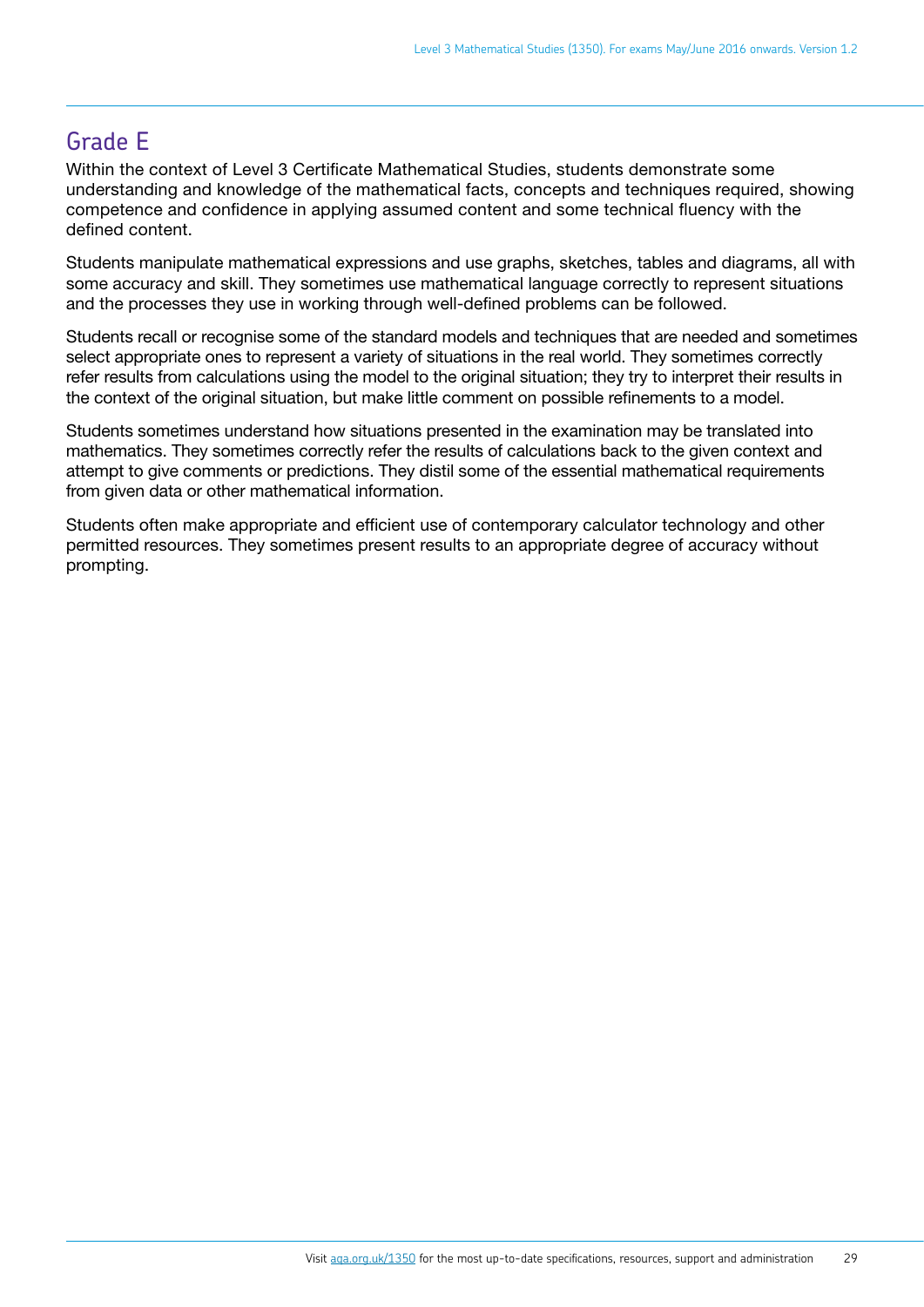## Grade E

Within the context of Level 3 Certificate Mathematical Studies, students demonstrate some understanding and knowledge of the mathematical facts, concepts and techniques required, showing competence and confidence in applying assumed content and some technical fluency with the defined content.

Students manipulate mathematical expressions and use graphs, sketches, tables and diagrams, all with some accuracy and skill. They sometimes use mathematical language correctly to represent situations and the processes they use in working through well-defined problems can be followed.

Students recall or recognise some of the standard models and techniques that are needed and sometimes select appropriate ones to represent a variety of situations in the real world. They sometimes correctly refer results from calculations using the model to the original situation; they try to interpret their results in the context of the original situation, but make little comment on possible refinements to a model.

Students sometimes understand how situations presented in the examination may be translated into mathematics. They sometimes correctly refer the results of calculations back to the given context and attempt to give comments or predictions. They distil some of the essential mathematical requirements from given data or other mathematical information.

Students often make appropriate and efficient use of contemporary calculator technology and other permitted resources. They sometimes present results to an appropriate degree of accuracy without prompting.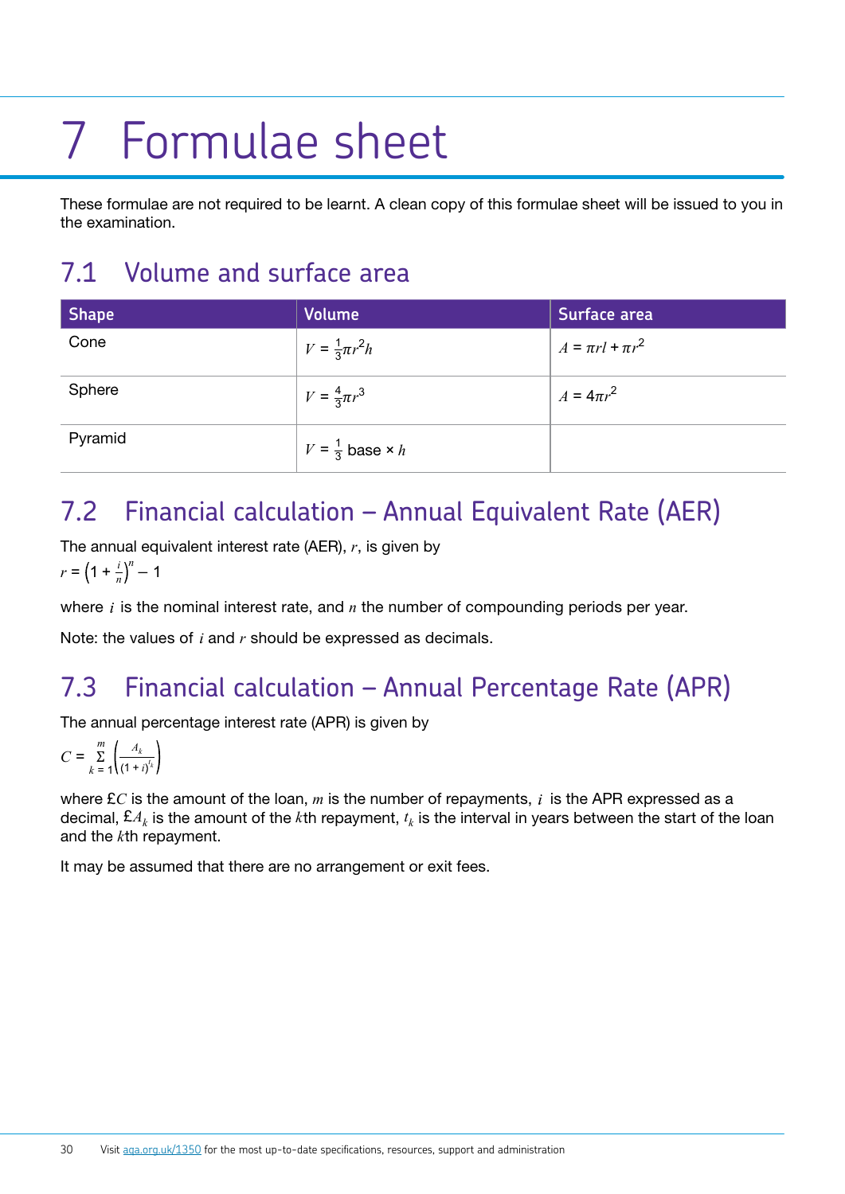# 7 Formulae sheet

These formulae are not required to be learnt. A clean copy of this formulae sheet will be issued to you in the examination.

## 7.1 Volume and surface area

| Shape | Volume | Surface area |
|---|---|---|
| Cone | $V = \frac{1}{3}\pi r^2 h$ | $A = \pi r l + \pi r^2$ |
| Sphere | $V = \frac{4}{3}\pi r^3$ | $A = 4\pi r^2$ |
| Pyramid | $V = \frac{1}{3}$ base $\times h$ | |

## 7.2 Financial calculation – Annual Equivalent Rate (AER)

The annual equivalent interest rate (AER), $r$, is given by

$$r = \left(1 + \frac{i}{n}\right)^n - 1$$

where $i$ is the nominal interest rate, and $n$ the number of compounding periods per year.

Note: the values of $i$ and $r$ should be expressed as decimals.

## 7.3 Financial calculation – Annual Percentage Rate (APR)

The annual percentage interest rate (APR) is given by

$$C = \sum_{k=1}^{m} \left(\frac{A_k}{(1+i)^{t_k}}\right)$$

where £$C$ is the amount of the loan, $m$ is the number of repayments, $i$ is the APR expressed as a decimal, £$A_k$ is the amount of the $k$th repayment, $t_k$ is the interval in years between the start of the loan and the $k$th repayment.

It may be assumed that there are no arrangement or exit fees.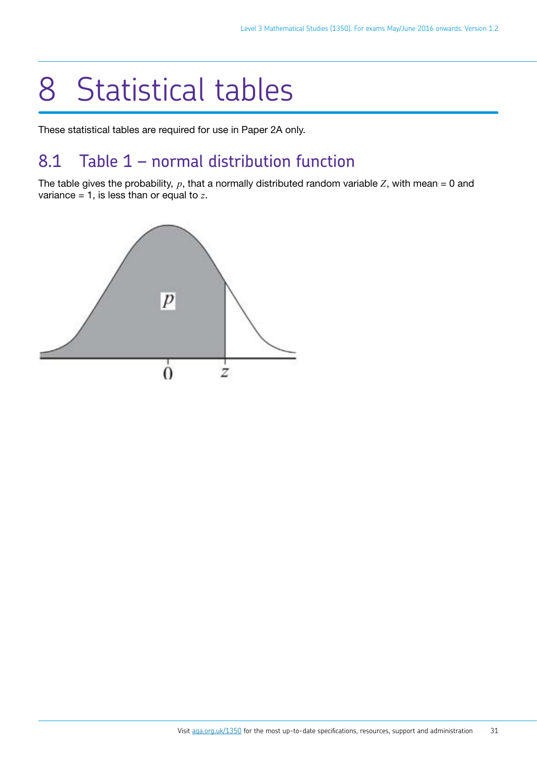# 8 Statistical tables

These statistical tables are required for use in Paper 2A only.

## 8.1 Table 1 – normal distribution function

The table gives the probability, $p$, that a normally distributed random variable $Z$, with mean = 0 and variance = 1, is less than or equal to $z$.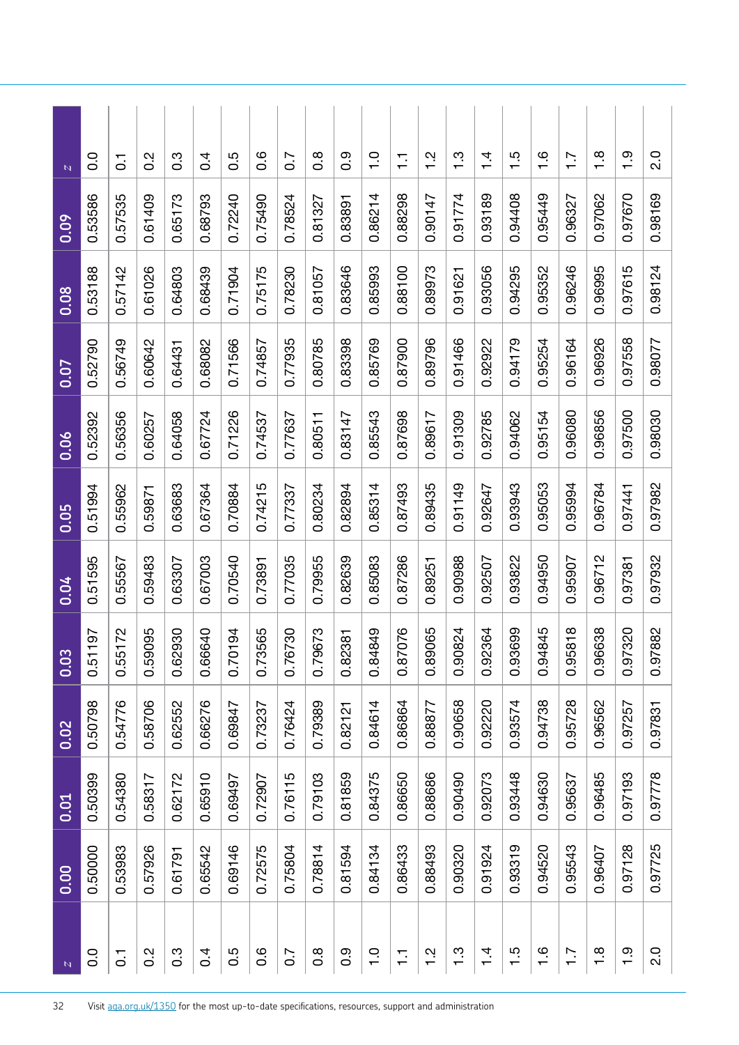| z | 0.00 | 0.01 | 0.02 | 0.03 | 0.04 | 0.05 | 0.06 | 0.07 | 0.08 | 0.09 | z |
|---|---|---|---|---|---|---|---|---|---|---|---|
| 0.0 | 0.50000 | 0.50399 | 0.50798 | 0.51197 | 0.51595 | 0.51994 | 0.52392 | 0.52790 | 0.53188 | 0.53586 | 0.0 |
| 0.1 | 0.53983 | 0.54380 | 0.54776 | 0.55172 | 0.55567 | 0.55962 | 0.56356 | 0.56749 | 0.57142 | 0.57535 | 0.1 |
| 0.2 | 0.57926 | 0.58317 | 0.58706 | 0.59095 | 0.59483 | 0.59871 | 0.60257 | 0.60642 | 0.61026 | 0.61409 | 0.2 |
| 0.3 | 0.61791 | 0.62172 | 0.62552 | 0.62930 | 0.63307 | 0.63683 | 0.64058 | 0.64431 | 0.64803 | 0.65173 | 0.3 |
| 0.4 | 0.65542 | 0.65910 | 0.66276 | 0.66640 | 0.67003 | 0.67364 | 0.67724 | 0.68082 | 0.68439 | 0.68793 | 0.4 |
| 0.5 | 0.69146 | 0.69497 | 0.69847 | 0.70194 | 0.70540 | 0.70884 | 0.71226 | 0.71566 | 0.71904 | 0.72240 | 0.5 |
| 0.6 | 0.72575 | 0.72907 | 0.73237 | 0.73565 | 0.73891 | 0.74215 | 0.74537 | 0.74857 | 0.75175 | 0.75490 | 0.6 |
| 0.7 | 0.75804 | 0.76115 | 0.76424 | 0.76730 | 0.77035 | 0.77337 | 0.77637 | 0.77935 | 0.78230 | 0.78524 | 0.7 |
| 0.8 | 0.78814 | 0.79103 | 0.79389 | 0.79673 | 0.79955 | 0.80234 | 0.80511 | 0.80785 | 0.81057 | 0.81327 | 0.8 |
| 0.9 | 0.81594 | 0.81859 | 0.82121 | 0.82381 | 0.82639 | 0.82894 | 0.83147 | 0.83398 | 0.83646 | 0.83891 | 0.9 |
| 1.0 | 0.84134 | 0.84375 | 0.84614 | 0.84849 | 0.85083 | 0.85314 | 0.85543 | 0.85769 | 0.85993 | 0.86214 | 1.0 |
| 1.1 | 0.86433 | 0.86650 | 0.86864 | 0.87076 | 0.87286 | 0.87493 | 0.87698 | 0.87900 | 0.88100 | 0.88298 | 1.1 |
| 1.2 | 0.88493 | 0.88686 | 0.88877 | 0.89065 | 0.89251 | 0.89435 | 0.89617 | 0.89796 | 0.89973 | 0.90147 | 1.2 |
| 1.3 | 0.90320 | 0.90490 | 0.90658 | 0.90824 | 0.90988 | 0.91149 | 0.91309 | 0.91466 | 0.91621 | 0.91774 | 1.3 |
| 1.4 | 0.91924 | 0.92073 | 0.92220 | 0.92364 | 0.92507 | 0.92647 | 0.92785 | 0.92922 | 0.93056 | 0.93189 | 1.4 |
| 1.5 | 0.93319 | 0.93448 | 0.93574 | 0.93699 | 0.93822 | 0.93943 | 0.94062 | 0.94179 | 0.94295 | 0.94408 | 1.5 |
| 1.6 | 0.94520 | 0.94630 | 0.94738 | 0.94845 | 0.94950 | 0.95053 | 0.95154 | 0.95254 | 0.95352 | 0.95449 | 1.6 |
| 1.7 | 0.95543 | 0.95637 | 0.95728 | 0.95818 | 0.95907 | 0.95994 | 0.96080 | 0.96164 | 0.96246 | 0.96327 | 1.7 |
| 1.8 | 0.96407 | 0.96485 | 0.96562 | 0.96638 | 0.96712 | 0.96784 | 0.96856 | 0.96926 | 0.96995 | 0.97062 | 1.8 |
| 1.9 | 0.97128 | 0.97193 | 0.97257 | 0.97320 | 0.97381 | 0.97441 | 0.97500 | 0.97558 | 0.97615 | 0.97670 | 1.9 |
| 2.0 | 0.97725 | 0.97778 | 0.97831 | 0.97882 | 0.97932 | 0.97982 | 0.98030 | 0.98077 | 0.98124 | 0.98169 | 2.0 |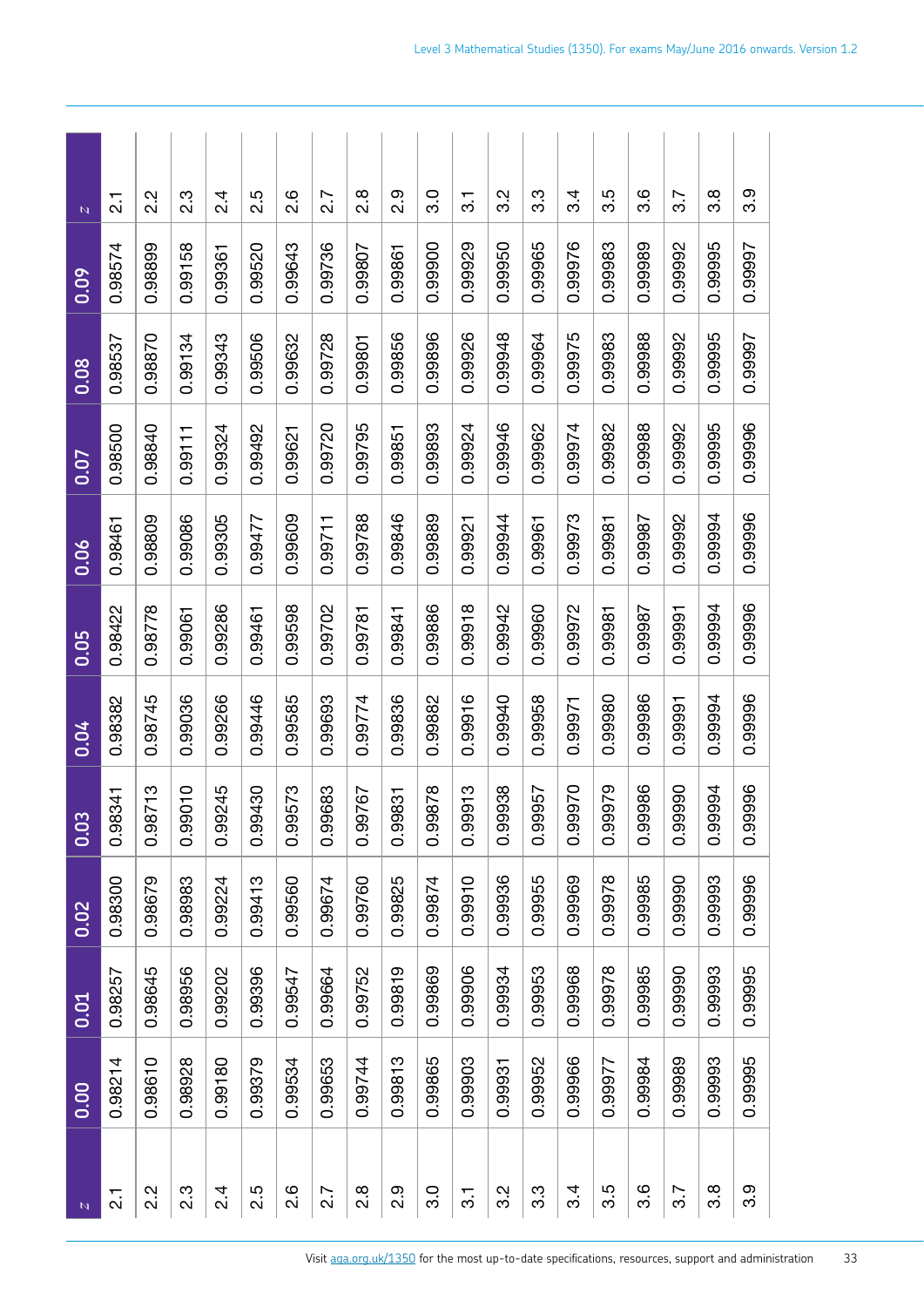| z | 0.00 | 0.01 | 0.02 | 0.03 | 0.04 | 0.05 | 0.06 | 0.07 | 0.08 | 0.09 | z |
|---|---|---|---|---|---|---|---|---|---|---|---|
| 2.1 | 0.98214 | 0.98257 | 0.98300 | 0.98341 | 0.98382 | 0.98422 | 0.98461 | 0.98500 | 0.98537 | 0.98574 | 2.1 |
| 2.2 | 0.98610 | 0.98645 | 0.98679 | 0.98713 | 0.98745 | 0.98778 | 0.98809 | 0.98840 | 0.98870 | 0.98899 | 2.2 |
| 2.3 | 0.98928 | 0.98956 | 0.98983 | 0.99010 | 0.99036 | 0.99061 | 0.99086 | 0.99111 | 0.99134 | 0.99158 | 2.3 |
| 2.4 | 0.99180 | 0.99202 | 0.99224 | 0.99245 | 0.99266 | 0.99286 | 0.99305 | 0.99324 | 0.99343 | 0.99361 | 2.4 |
| 2.5 | 0.99379 | 0.99396 | 0.99413 | 0.99430 | 0.99446 | 0.99461 | 0.99477 | 0.99492 | 0.99506 | 0.99520 | 2.5 |
| 2.6 | 0.99534 | 0.99547 | 0.99560 | 0.99573 | 0.99585 | 0.99598 | 0.99609 | 0.99621 | 0.99632 | 0.99643 | 2.6 |
| 2.7 | 0.99653 | 0.99664 | 0.99674 | 0.99683 | 0.99693 | 0.99702 | 0.99711 | 0.99720 | 0.99728 | 0.99736 | 2.7 |
| 2.8 | 0.99744 | 0.99752 | 0.99760 | 0.99767 | 0.99774 | 0.99781 | 0.99788 | 0.99795 | 0.99801 | 0.99807 | 2.8 |
| 2.9 | 0.99813 | 0.99819 | 0.99825 | 0.99831 | 0.99836 | 0.99841 | 0.99846 | 0.99851 | 0.99856 | 0.99861 | 2.9 |
| 3.0 | 0.99865 | 0.99869 | 0.99874 | 0.99878 | 0.99882 | 0.99886 | 0.99889 | 0.99893 | 0.99896 | 0.99900 | 3.0 |
| 3.1 | 0.99903 | 0.99906 | 0.99910 | 0.99913 | 0.99916 | 0.99918 | 0.99921 | 0.99924 | 0.99926 | 0.99929 | 3.1 |
| 3.2 | 0.99931 | 0.99934 | 0.99936 | 0.99938 | 0.99940 | 0.99942 | 0.99944 | 0.99946 | 0.99948 | 0.99950 | 3.2 |
| 3.3 | 0.99952 | 0.99953 | 0.99955 | 0.99957 | 0.99958 | 0.99960 | 0.99961 | 0.99962 | 0.99964 | 0.99965 | 3.3 |
| 3.4 | 0.99966 | 0.99968 | 0.99969 | 0.99970 | 0.99971 | 0.99972 | 0.99973 | 0.99974 | 0.99975 | 0.99976 | 3.4 |
| 3.5 | 0.99977 | 0.99978 | 0.99978 | 0.99979 | 0.99980 | 0.99981 | 0.99981 | 0.99982 | 0.99983 | 0.99983 | 3.5 |
| 3.6 | 0.99984 | 0.99985 | 0.99985 | 0.99986 | 0.99986 | 0.99987 | 0.99987 | 0.99988 | 0.99988 | 0.99989 | 3.6 |
| 3.7 | 0.99989 | 0.99990 | 0.99990 | 0.99990 | 0.99991 | 0.99991 | 0.99992 | 0.99992 | 0.99992 | 0.99992 | 3.7 |
| 3.8 | 0.99993 | 0.99993 | 0.99993 | 0.99994 | 0.99994 | 0.99994 | 0.99994 | 0.99995 | 0.99995 | 0.99995 | 3.8 |
| 3.9 | 0.99995 | 0.99995 | 0.99996 | 0.99996 | 0.99996 | 0.99996 | 0.99996 | 0.99996 | 0.99997 | 0.99997 | 3.9 |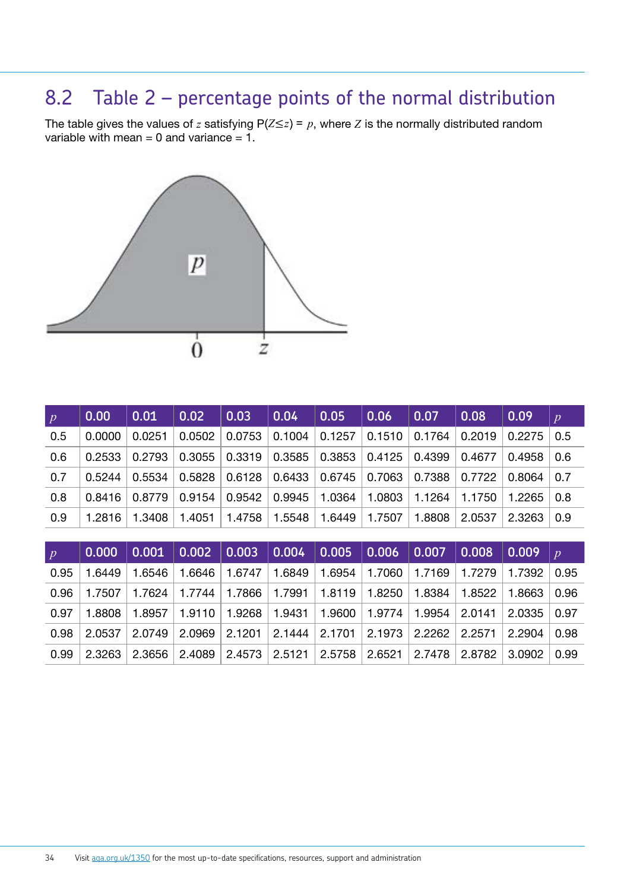## 8.2 Table 2 – percentage points of the normal distribution

The table gives the values of $z$ satisfying $P(Z \le z) = p$, where $Z$ is the normally distributed random variable with mean = 0 and variance = 1.

$p$

0 $z$

| $p$ | 0.00 | 0.01 | 0.02 | 0.03 | 0.04 | 0.05 | 0.06 | 0.07 | 0.08 | 0.09 | $p$ |
|---|---|---|---|---|---|---|---|---|---|---|---|
| 0.5 | 0.0000 | 0.0251 | 0.0502 | 0.0753 | 0.1004 | 0.1257 | 0.1510 | 0.1764 | 0.2019 | 0.2275 | 0.5 |
| 0.6 | 0.2533 | 0.2793 | 0.3055 | 0.3319 | 0.3585 | 0.3853 | 0.4125 | 0.4399 | 0.4677 | 0.4958 | 0.6 |
| 0.7 | 0.5244 | 0.5534 | 0.5828 | 0.6128 | 0.6433 | 0.6745 | 0.7063 | 0.7388 | 0.7722 | 0.8064 | 0.7 |
| 0.8 | 0.8416 | 0.8779 | 0.9154 | 0.9542 | 0.9945 | 1.0364 | 1.0803 | 1.1264 | 1.1750 | 1.2265 | 0.8 |
| 0.9 | 1.2816 | 1.3408 | 1.4051 | 1.4758 | 1.5548 | 1.6449 | 1.7507 | 1.8808 | 2.0537 | 2.3263 | 0.9 |

| $p$ | 0.000 | 0.001 | 0.002 | 0.003 | 0.004 | 0.005 | 0.006 | 0.007 | 0.008 | 0.009 | $p$ |
|---|---|---|---|---|---|---|---|---|---|---|---|
| 0.95 | 1.6449 | 1.6546 | 1.6646 | 1.6747 | 1.6849 | 1.6954 | 1.7060 | 1.7169 | 1.7279 | 1.7392 | 0.95 |
| 0.96 | 1.7507 | 1.7624 | 1.7744 | 1.7866 | 1.7991 | 1.8119 | 1.8250 | 1.8384 | 1.8522 | 1.8663 | 0.96 |
| 0.97 | 1.8808 | 1.8957 | 1.9110 | 1.9268 | 1.9431 | 1.9600 | 1.9774 | 1.9954 | 2.0141 | 2.0335 | 0.97 |
| 0.98 | 2.0537 | 2.0749 | 2.0969 | 2.1201 | 2.1444 | 2.1701 | 2.1973 | 2.2262 | 2.2571 | 2.2904 | 0.98 |
| 0.99 | 2.3263 | 2.3656 | 2.4089 | 2.4573 | 2.5121 | 2.5758 | 2.6521 | 2.7478 | 2.8782 | 3.0902 | 0.99 |